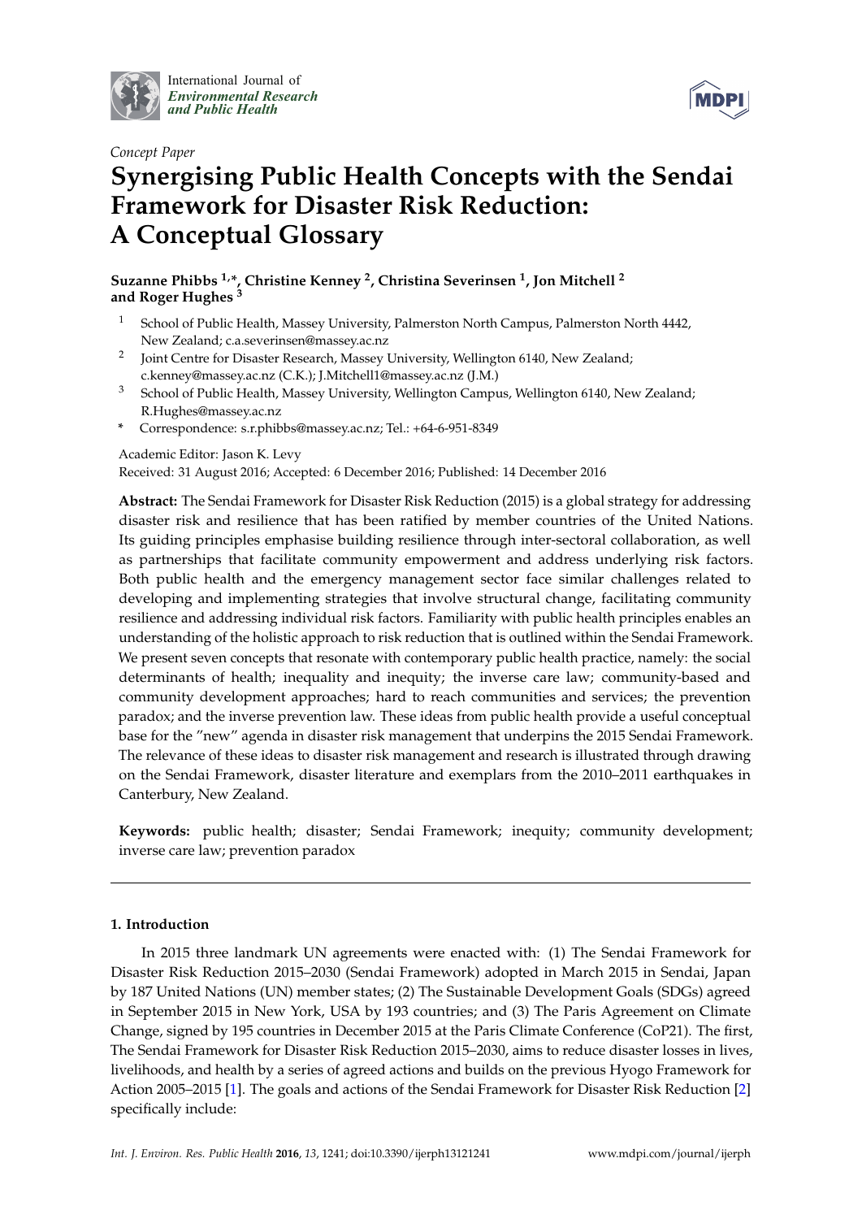International Journal of *Environmental Research and Public Health*

*Concept Paper*

# Synergising Public Health Concepts with the Sendai Framework for Disaster Risk Reduction: A Conceptual Glossary

**Suzanne Phibbs [1,*], Christine Kenney [2], Christina Severinsen [1], Jon Mitchell [2] and Roger Hughes [3]**

[1] School of Public Health, Massey University, Palmerston North Campus, Palmerston North 4442, New Zealand; c.a.severinsen@massey.ac.nz

[2] Joint Centre for Disaster Research, Massey University, Wellington 6140, New Zealand; c.kenney@massey.ac.nz (C.K.); J.Mitchell1@massey.ac.nz (J.M.)

[3] School of Public Health, Massey University, Wellington Campus, Wellington 6140, New Zealand; R.Hughes@massey.ac.nz

\* Correspondence: s.r.phibbs@massey.ac.nz; Tel.: +64-6-951-8349

Academic Editor: Jason K. Levy

Received: 31 August 2016; Accepted: 6 December 2016; Published: 14 December 2016

**Abstract:** The Sendai Framework for Disaster Risk Reduction (2015) is a global strategy for addressing disaster risk and resilience that has been ratified by member countries of the United Nations. Its guiding principles emphasise building resilience through inter-sectoral collaboration, as well as partnerships that facilitate community empowerment and address underlying risk factors. Both public health and the emergency management sector face similar challenges related to developing and implementing strategies that involve structural change, facilitating community resilience and addressing individual risk factors. Familiarity with public health principles enables an understanding of the holistic approach to risk reduction that is outlined within the Sendai Framework. We present seven concepts that resonate with contemporary public health practice, namely: the social determinants of health; inequality and inequity; the inverse care law; community-based and community development approaches; hard to reach communities and services; the prevention paradox; and the inverse prevention law. These ideas from public health provide a useful conceptual base for the "new" agenda in disaster risk management that underpins the 2015 Sendai Framework. The relevance of these ideas to disaster risk management and research is illustrated through drawing on the Sendai Framework, disaster literature and exemplars from the 2010–2011 earthquakes in Canterbury, New Zealand.

**Keywords:** public health; disaster; Sendai Framework; inequity; community development; inverse care law; prevention paradox

## 1. Introduction

In 2015 three landmark UN agreements were enacted with: (1) The Sendai Framework for Disaster Risk Reduction 2015–2030 (Sendai Framework) adopted in March 2015 in Sendai, Japan by 187 United Nations (UN) member states; (2) The Sustainable Development Goals (SDGs) agreed in September 2015 in New York, USA by 193 countries; and (3) The Paris Agreement on Climate Change, signed by 195 countries in December 2015 at the Paris Climate Conference (CoP21). The first, The Sendai Framework for Disaster Risk Reduction 2015–2030, aims to reduce disaster losses in lives, livelihoods, and health by a series of agreed actions and builds on the previous Hyogo Framework for Action 2005–2015 [1]. The goals and actions of the Sendai Framework for Disaster Risk Reduction [2] specifically include: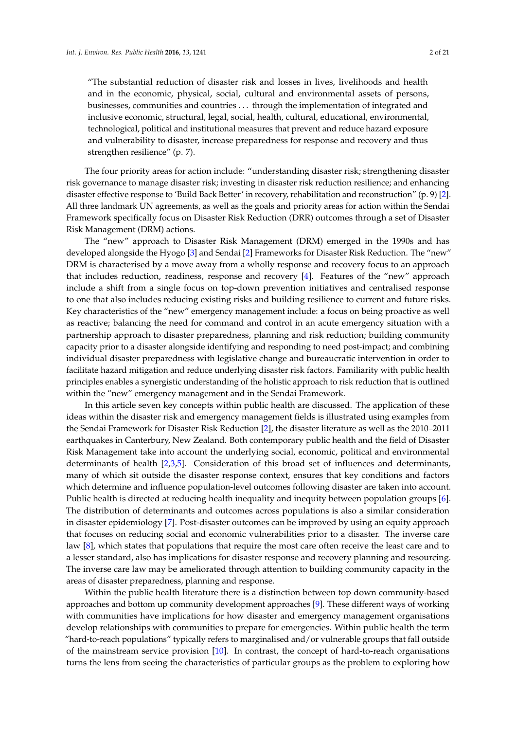"The substantial reduction of disaster risk and losses in lives, livelihoods and health and in the economic, physical, social, cultural and environmental assets of persons, businesses, communities and countries ... through the implementation of integrated and inclusive economic, structural, legal, social, health, cultural, educational, environmental, technological, political and institutional measures that prevent and reduce hazard exposure and vulnerability to disaster, increase preparedness for response and recovery and thus strengthen resilience" (p. 7).

The four priority areas for action include: "understanding disaster risk; strengthening disaster risk governance to manage disaster risk; investing in disaster risk reduction resilience; and enhancing disaster effective response to 'Build Back Better' in recovery, rehabilitation and reconstruction" (p. 9) [2]. All three landmark UN agreements, as well as the goals and priority areas for action within the Sendai Framework specifically focus on Disaster Risk Reduction (DRR) outcomes through a set of Disaster Risk Management (DRM) actions.

The "new" approach to Disaster Risk Management (DRM) emerged in the 1990s and has developed alongside the Hyogo [3] and Sendai [2] Frameworks for Disaster Risk Reduction. The "new" DRM is characterised by a move away from a wholly response and recovery focus to an approach that includes reduction, readiness, response and recovery [4]. Features of the "new" approach include a shift from a single focus on top-down prevention initiatives and centralised response to one that also includes reducing existing risks and building resilience to current and future risks. Key characteristics of the "new" emergency management include: a focus on being proactive as well as reactive; balancing the need for command and control in an acute emergency situation with a partnership approach to disaster preparedness, planning and risk reduction; building community capacity prior to a disaster alongside identifying and responding to need post-impact; and combining individual disaster preparedness with legislative change and bureaucratic intervention in order to facilitate hazard mitigation and reduce underlying disaster risk factors. Familiarity with public health principles enables a synergistic understanding of the holistic approach to risk reduction that is outlined within the "new" emergency management and in the Sendai Framework.

In this article seven key concepts within public health are discussed. The application of these ideas within the disaster risk and emergency management fields is illustrated using examples from the Sendai Framework for Disaster Risk Reduction [2], the disaster literature as well as the 2010–2011 earthquakes in Canterbury, New Zealand. Both contemporary public health and the field of Disaster Risk Management take into account the underlying social, economic, political and environmental determinants of health [2,3,5]. Consideration of this broad set of influences and determinants, many of which sit outside the disaster response context, ensures that key conditions and factors which determine and influence population-level outcomes following disaster are taken into account. Public health is directed at reducing health inequality and inequity between population groups [6]. The distribution of determinants and outcomes across populations is also a similar consideration in disaster epidemiology [7]. Post-disaster outcomes can be improved by using an equity approach that focuses on reducing social and economic vulnerabilities prior to a disaster. The inverse care law [8], which states that populations that require the most care often receive the least care and to a lesser standard, also has implications for disaster response and recovery planning and resourcing. The inverse care law may be ameliorated through attention to building community capacity in the areas of disaster preparedness, planning and response.

Within the public health literature there is a distinction between top down community-based approaches and bottom up community development approaches [9]. These different ways of working with communities have implications for how disaster and emergency management organisations develop relationships with communities to prepare for emergencies. Within public health the term "hard-to-reach populations" typically refers to marginalised and/or vulnerable groups that fall outside of the mainstream service provision [10]. In contrast, the concept of hard-to-reach organisations turns the lens from seeing the characteristics of particular groups as the problem to exploring how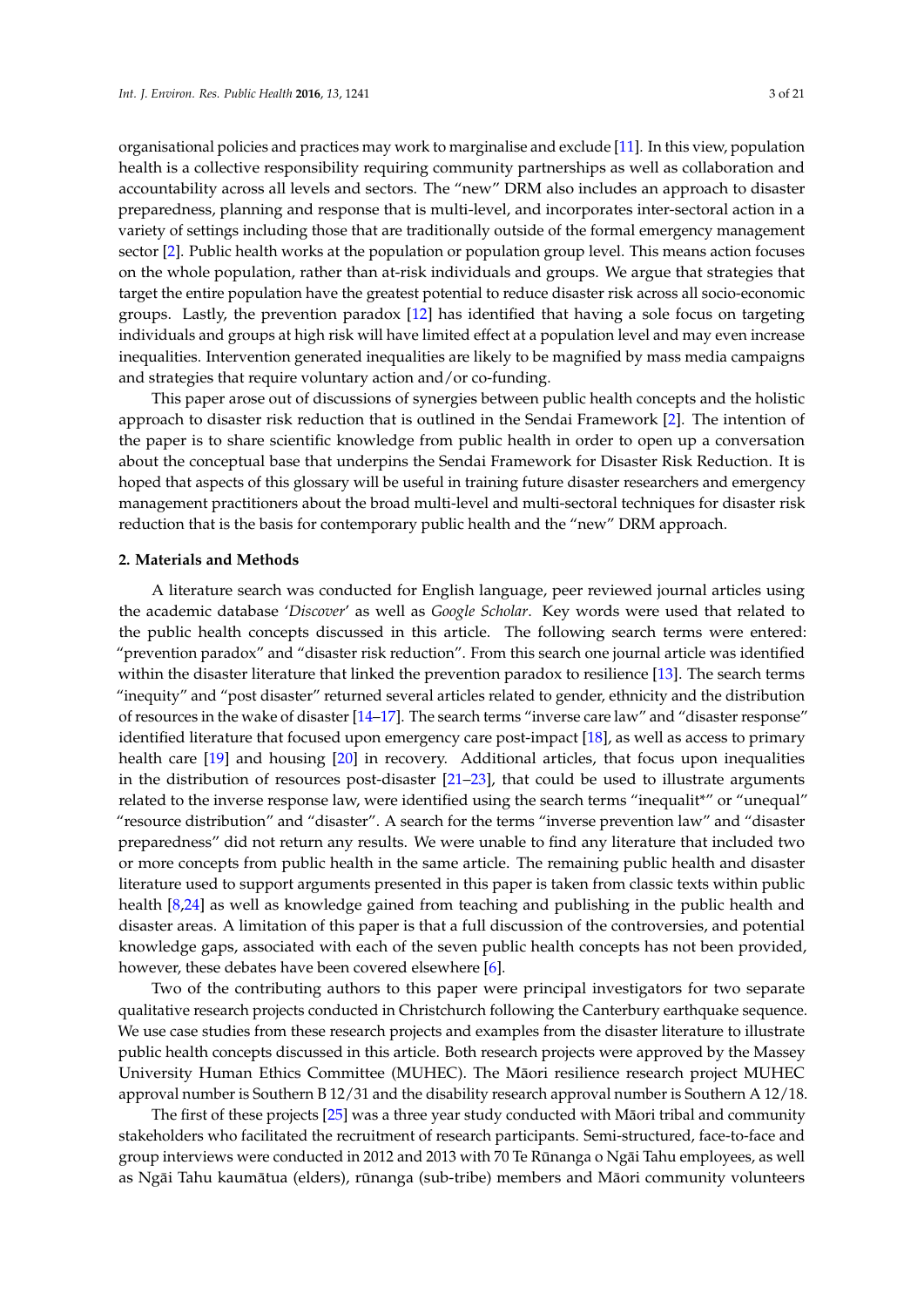organisational policies and practices may work to marginalise and exclude [11]. In this view, population health is a collective responsibility requiring community partnerships as well as collaboration and accountability across all levels and sectors. The "new" DRM also includes an approach to disaster preparedness, planning and response that is multi-level, and incorporates inter-sectoral action in a variety of settings including those that are traditionally outside of the formal emergency management sector [2]. Public health works at the population or population group level. This means action focuses on the whole population, rather than at-risk individuals and groups. We argue that strategies that target the entire population have the greatest potential to reduce disaster risk across all socio-economic groups. Lastly, the prevention paradox [12] has identified that having a sole focus on targeting individuals and groups at high risk will have limited effect at a population level and may even increase inequalities. Intervention generated inequalities are likely to be magnified by mass media campaigns and strategies that require voluntary action and/or co-funding.

This paper arose out of discussions of synergies between public health concepts and the holistic approach to disaster risk reduction that is outlined in the Sendai Framework [2]. The intention of the paper is to share scientific knowledge from public health in order to open up a conversation about the conceptual base that underpins the Sendai Framework for Disaster Risk Reduction. It is hoped that aspects of this glossary will be useful in training future disaster researchers and emergency management practitioners about the broad multi-level and multi-sectoral techniques for disaster risk reduction that is the basis for contemporary public health and the "new" DRM approach.

## 2. Materials and Methods

A literature search was conducted for English language, peer reviewed journal articles using the academic database '*Discover*' as well as *Google Scholar*. Key words were used that related to the public health concepts discussed in this article. The following search terms were entered: "prevention paradox" and "disaster risk reduction". From this search one journal article was identified within the disaster literature that linked the prevention paradox to resilience [13]. The search terms "inequity" and "post disaster" returned several articles related to gender, ethnicity and the distribution of resources in the wake of disaster [14–17]. The search terms "inverse care law" and "disaster response" identified literature that focused upon emergency care post-impact [18], as well as access to primary health care [19] and housing [20] in recovery. Additional articles, that focus upon inequalities in the distribution of resources post-disaster [21–23], that could be used to illustrate arguments related to the inverse response law, were identified using the search terms "inequalit*" or "unequal" "resource distribution" and "disaster". A search for the terms "inverse prevention law" and "disaster preparedness" did not return any results. We were unable to find any literature that included two or more concepts from public health in the same article. The remaining public health and disaster literature used to support arguments presented in this paper is taken from classic texts within public health [8,24] as well as knowledge gained from teaching and publishing in the public health and disaster areas. A limitation of this paper is that a full discussion of the controversies, and potential knowledge gaps, associated with each of the seven public health concepts has not been provided, however, these debates have been covered elsewhere [6].

Two of the contributing authors to this paper were principal investigators for two separate qualitative research projects conducted in Christchurch following the Canterbury earthquake sequence. We use case studies from these research projects and examples from the disaster literature to illustrate public health concepts discussed in this article. Both research projects were approved by the Massey University Human Ethics Committee (MUHEC). The Māori resilience research project MUHEC approval number is Southern B 12/31 and the disability research approval number is Southern A 12/18.

The first of these projects [25] was a three year study conducted with Māori tribal and community stakeholders who facilitated the recruitment of research participants. Semi-structured, face-to-face and group interviews were conducted in 2012 and 2013 with 70 Te Rūnanga o Ngāi Tahu employees, as well as Ngāi Tahu kaumātua (elders), rūnanga (sub-tribe) members and Māori community volunteers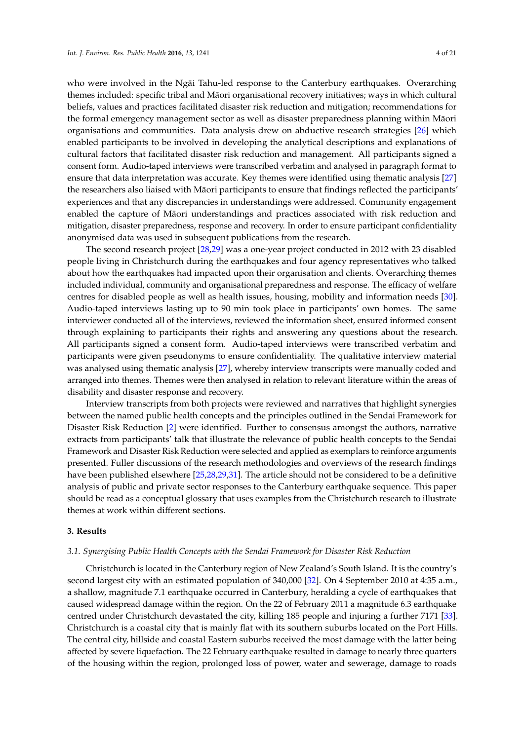who were involved in the Ngāi Tahu-led response to the Canterbury earthquakes. Overarching themes included: specific tribal and Māori organisational recovery initiatives; ways in which cultural beliefs, values and practices facilitated disaster risk reduction and mitigation; recommendations for the formal emergency management sector as well as disaster preparedness planning within Māori organisations and communities. Data analysis drew on abductive research strategies [26] which enabled participants to be involved in developing the analytical descriptions and explanations of cultural factors that facilitated disaster risk reduction and management. All participants signed a consent form. Audio-taped interviews were transcribed verbatim and analysed in paragraph format to ensure that data interpretation was accurate. Key themes were identified using thematic analysis [27] the researchers also liaised with Māori participants to ensure that findings reflected the participants' experiences and that any discrepancies in understandings were addressed. Community engagement enabled the capture of Māori understandings and practices associated with risk reduction and mitigation, disaster preparedness, response and recovery. In order to ensure participant confidentiality anonymised data was used in subsequent publications from the research.

The second research project [28,29] was a one-year project conducted in 2012 with 23 disabled people living in Christchurch during the earthquakes and four agency representatives who talked about how the earthquakes had impacted upon their organisation and clients. Overarching themes included individual, community and organisational preparedness and response. The efficacy of welfare centres for disabled people as well as health issues, housing, mobility and information needs [30]. Audio-taped interviews lasting up to 90 min took place in participants' own homes. The same interviewer conducted all of the interviews, reviewed the information sheet, ensured informed consent through explaining to participants their rights and answering any questions about the research. All participants signed a consent form. Audio-taped interviews were transcribed verbatim and participants were given pseudonyms to ensure confidentiality. The qualitative interview material was analysed using thematic analysis [27], whereby interview transcripts were manually coded and arranged into themes. Themes were then analysed in relation to relevant literature within the areas of disability and disaster response and recovery.

Interview transcripts from both projects were reviewed and narratives that highlight synergies between the named public health concepts and the principles outlined in the Sendai Framework for Disaster Risk Reduction [2] were identified. Further to consensus amongst the authors, narrative extracts from participants' talk that illustrate the relevance of public health concepts to the Sendai Framework and Disaster Risk Reduction were selected and applied as exemplars to reinforce arguments presented. Fuller discussions of the research methodologies and overviews of the research findings have been published elsewhere [25,28,29,31]. The article should not be considered to be a definitive analysis of public and private sector responses to the Canterbury earthquake sequence. This paper should be read as a conceptual glossary that uses examples from the Christchurch research to illustrate themes at work within different sections.

## 3. Results

### 3.1. Synergising Public Health Concepts with the Sendai Framework for Disaster Risk Reduction

Christchurch is located in the Canterbury region of New Zealand's South Island. It is the country's second largest city with an estimated population of 340,000 [32]. On 4 September 2010 at 4:35 a.m., a shallow, magnitude 7.1 earthquake occurred in Canterbury, heralding a cycle of earthquakes that caused widespread damage within the region. On the 22 of February 2011 a magnitude 6.3 earthquake centred under Christchurch devastated the city, killing 185 people and injuring a further 7171 [33]. Christchurch is a coastal city that is mainly flat with its southern suburbs located on the Port Hills. The central city, hillside and coastal Eastern suburbs received the most damage with the latter being affected by severe liquefaction. The 22 February earthquake resulted in damage to nearly three quarters of the housing within the region, prolonged loss of power, water and sewerage, damage to roads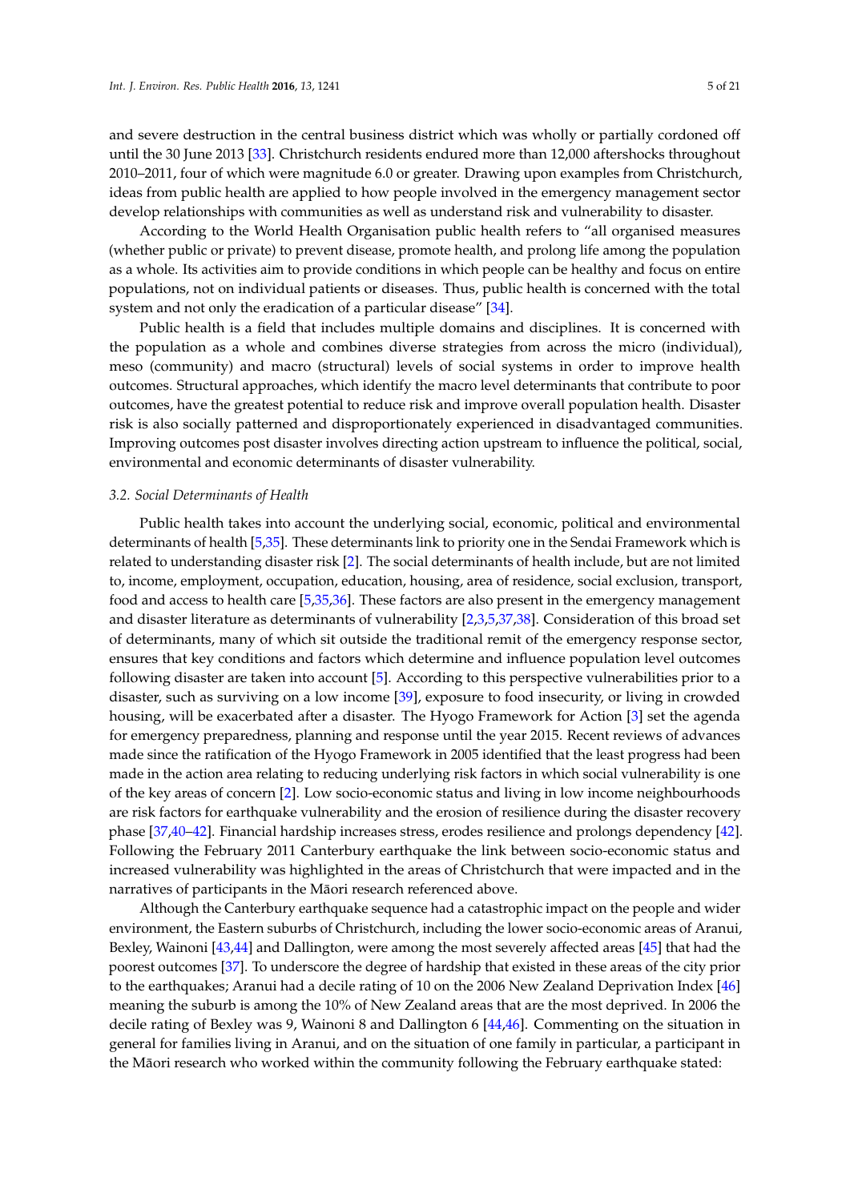and severe destruction in the central business district which was wholly or partially cordoned off until the 30 June 2013 [33]. Christchurch residents endured more than 12,000 aftershocks throughout 2010–2011, four of which were magnitude 6.0 or greater. Drawing upon examples from Christchurch, ideas from public health are applied to how people involved in the emergency management sector develop relationships with communities as well as understand risk and vulnerability to disaster.

According to the World Health Organisation public health refers to "all organised measures (whether public or private) to prevent disease, promote health, and prolong life among the population as a whole. Its activities aim to provide conditions in which people can be healthy and focus on entire populations, not on individual patients or diseases. Thus, public health is concerned with the total system and not only the eradication of a particular disease" [34].

Public health is a field that includes multiple domains and disciplines. It is concerned with the population as a whole and combines diverse strategies from across the micro (individual), meso (community) and macro (structural) levels of social systems in order to improve health outcomes. Structural approaches, which identify the macro level determinants that contribute to poor outcomes, have the greatest potential to reduce risk and improve overall population health. Disaster risk is also socially patterned and disproportionately experienced in disadvantaged communities. Improving outcomes post disaster involves directing action upstream to influence the political, social, environmental and economic determinants of disaster vulnerability.

### *3.2. Social Determinants of Health*

Public health takes into account the underlying social, economic, political and environmental determinants of health [5,35]. These determinants link to priority one in the Sendai Framework which is related to understanding disaster risk [2]. The social determinants of health include, but are not limited to, income, employment, occupation, education, housing, area of residence, social exclusion, transport, food and access to health care [5,35,36]. These factors are also present in the emergency management and disaster literature as determinants of vulnerability [2,3,5,37,38]. Consideration of this broad set of determinants, many of which sit outside the traditional remit of the emergency response sector, ensures that key conditions and factors which determine and influence population level outcomes following disaster are taken into account [5]. According to this perspective vulnerabilities prior to a disaster, such as surviving on a low income [39], exposure to food insecurity, or living in crowded housing, will be exacerbated after a disaster. The Hyogo Framework for Action [3] set the agenda for emergency preparedness, planning and response until the year 2015. Recent reviews of advances made since the ratification of the Hyogo Framework in 2005 identified that the least progress had been made in the action area relating to reducing underlying risk factors in which social vulnerability is one of the key areas of concern [2]. Low socio-economic status and living in low income neighbourhoods are risk factors for earthquake vulnerability and the erosion of resilience during the disaster recovery phase [37,40–42]. Financial hardship increases stress, erodes resilience and prolongs dependency [42]. Following the February 2011 Canterbury earthquake the link between socio-economic status and increased vulnerability was highlighted in the areas of Christchurch that were impacted and in the narratives of participants in the Māori research referenced above.

Although the Canterbury earthquake sequence had a catastrophic impact on the people and wider environment, the Eastern suburbs of Christchurch, including the lower socio-economic areas of Aranui, Bexley, Wainoni [43,44] and Dallington, were among the most severely affected areas [45] that had the poorest outcomes [37]. To underscore the degree of hardship that existed in these areas of the city prior to the earthquakes; Aranui had a decile rating of 10 on the 2006 New Zealand Deprivation Index [46] meaning the suburb is among the 10% of New Zealand areas that are the most deprived. In 2006 the decile rating of Bexley was 9, Wainoni 8 and Dallington 6 [44,46]. Commenting on the situation in general for families living in Aranui, and on the situation of one family in particular, a participant in the Māori research who worked within the community following the February earthquake stated: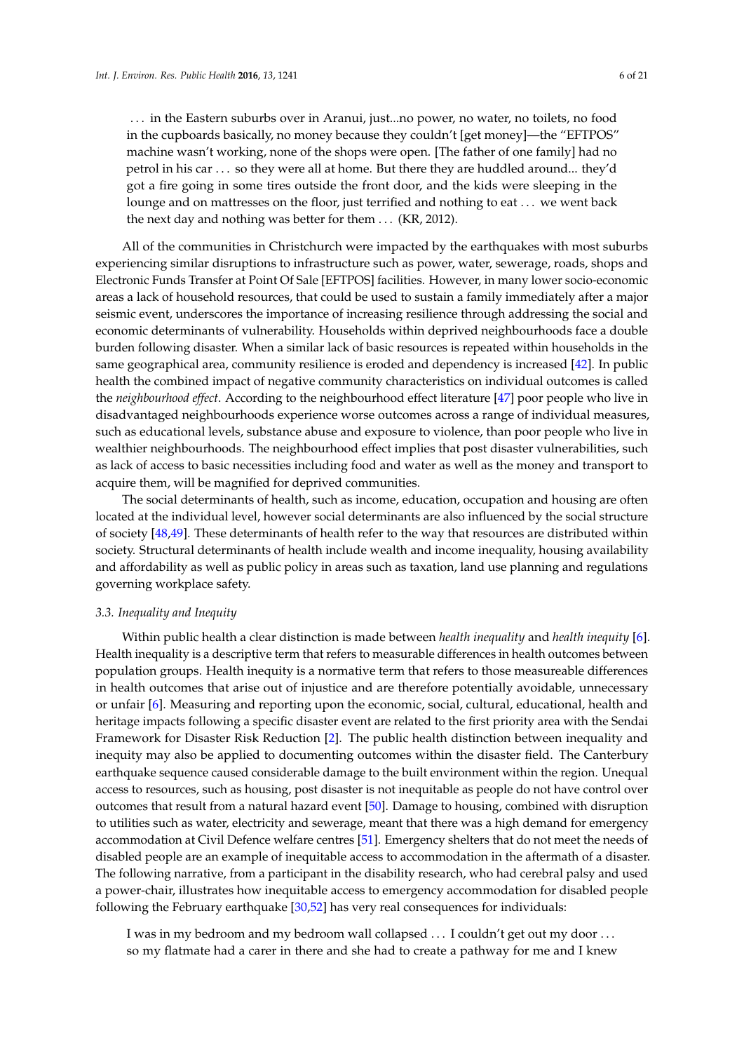> . . . in the Eastern suburbs over in Aranui, just...no power, no water, no toilets, no food in the cupboards basically, no money because they couldn't [get money]—the "EFTPOS" machine wasn't working, none of the shops were open. [The father of one family] had no petrol in his car . . . so they were all at home. But there they are huddled around... they'd got a fire going in some tires outside the front door, and the kids were sleeping in the lounge and on mattresses on the floor, just terrified and nothing to eat . . . we went back the next day and nothing was better for them . . . (KR, 2012).

All of the communities in Christchurch were impacted by the earthquakes with most suburbs experiencing similar disruptions to infrastructure such as power, water, sewerage, roads, shops and Electronic Funds Transfer at Point Of Sale [EFTPOS] facilities. However, in many lower socio-economic areas a lack of household resources, that could be used to sustain a family immediately after a major seismic event, underscores the importance of increasing resilience through addressing the social and economic determinants of vulnerability. Households within deprived neighbourhoods face a double burden following disaster. When a similar lack of basic resources is repeated within households in the same geographical area, community resilience is eroded and dependency is increased [42]. In public health the combined impact of negative community characteristics on individual outcomes is called the *neighbourhood effect*. According to the neighbourhood effect literature [47] poor people who live in disadvantaged neighbourhoods experience worse outcomes across a range of individual measures, such as educational levels, substance abuse and exposure to violence, than poor people who live in wealthier neighbourhoods. The neighbourhood effect implies that post disaster vulnerabilities, such as lack of access to basic necessities including food and water as well as the money and transport to acquire them, will be magnified for deprived communities.

The social determinants of health, such as income, education, occupation and housing are often located at the individual level, however social determinants are also influenced by the social structure of society [48,49]. These determinants of health refer to the way that resources are distributed within society. Structural determinants of health include wealth and income inequality, housing availability and affordability as well as public policy in areas such as taxation, land use planning and regulations governing workplace safety.

### 3.3. Inequality and Inequity

Within public health a clear distinction is made between *health inequality* and *health inequity* [6]. Health inequality is a descriptive term that refers to measurable differences in health outcomes between population groups. Health inequity is a normative term that refers to those measureable differences in health outcomes that arise out of injustice and are therefore potentially avoidable, unnecessary or unfair [6]. Measuring and reporting upon the economic, social, cultural, educational, health and heritage impacts following a specific disaster event are related to the first priority area with the Sendai Framework for Disaster Risk Reduction [2]. The public health distinction between inequality and inequity may also be applied to documenting outcomes within the disaster field. The Canterbury earthquake sequence caused considerable damage to the built environment within the region. Unequal access to resources, such as housing, post disaster is not inequitable as people do not have control over outcomes that result from a natural hazard event [50]. Damage to housing, combined with disruption to utilities such as water, electricity and sewerage, meant that there was a high demand for emergency accommodation at Civil Defence welfare centres [51]. Emergency shelters that do not meet the needs of disabled people are an example of inequitable access to accommodation in the aftermath of a disaster. The following narrative, from a participant in the disability research, who had cerebral palsy and used a power-chair, illustrates how inequitable access to emergency accommodation for disabled people following the February earthquake [30,52] has very real consequences for individuals:

> I was in my bedroom and my bedroom wall collapsed . . . I couldn't get out my door . . . so my flatmate had a carer in there and she had to create a pathway for me and I knew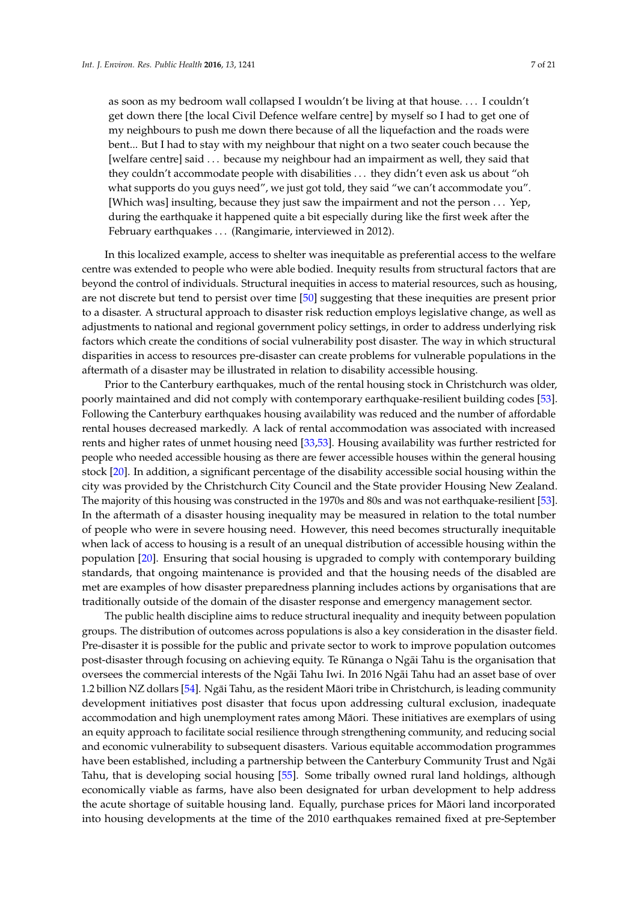> as soon as my bedroom wall collapsed I wouldn't be living at that house. . . . I couldn't get down there [the local Civil Defence welfare centre] by myself so I had to get one of my neighbours to push me down there because of all the liquefaction and the roads were bent... But I had to stay with my neighbour that night on a two seater couch because the [welfare centre] said . . . because my neighbour had an impairment as well, they said that they couldn't accommodate people with disabilities . . . they didn't even ask us about "oh what supports do you guys need", we just got told, they said "we can't accommodate you". [Which was] insulting, because they just saw the impairment and not the person . . . Yep, during the earthquake it happened quite a bit especially during like the first week after the February earthquakes . . . (Rangimarie, interviewed in 2012).

In this localized example, access to shelter was inequitable as preferential access to the welfare centre was extended to people who were able bodied. Inequity results from structural factors that are beyond the control of individuals. Structural inequities in access to material resources, such as housing, are not discrete but tend to persist over time [50] suggesting that these inequities are present prior to a disaster. A structural approach to disaster risk reduction employs legislative change, as well as adjustments to national and regional government policy settings, in order to address underlying risk factors which create the conditions of social vulnerability post disaster. The way in which structural disparities in access to resources pre-disaster can create problems for vulnerable populations in the aftermath of a disaster may be illustrated in relation to disability accessible housing.

Prior to the Canterbury earthquakes, much of the rental housing stock in Christchurch was older, poorly maintained and did not comply with contemporary earthquake-resilient building codes [53]. Following the Canterbury earthquakes housing availability was reduced and the number of affordable rental houses decreased markedly. A lack of rental accommodation was associated with increased rents and higher rates of unmet housing need [33,53]. Housing availability was further restricted for people who needed accessible housing as there are fewer accessible houses within the general housing stock [20]. In addition, a significant percentage of the disability accessible social housing within the city was provided by the Christchurch City Council and the State provider Housing New Zealand. The majority of this housing was constructed in the 1970s and 80s and was not earthquake-resilient [53]. In the aftermath of a disaster housing inequality may be measured in relation to the total number of people who were in severe housing need. However, this need becomes structurally inequitable when lack of access to housing is a result of an unequal distribution of accessible housing within the population [20]. Ensuring that social housing is upgraded to comply with contemporary building standards, that ongoing maintenance is provided and that the housing needs of the disabled are met are examples of how disaster preparedness planning includes actions by organisations that are traditionally outside of the domain of the disaster response and emergency management sector.

The public health discipline aims to reduce structural inequality and inequity between population groups. The distribution of outcomes across populations is also a key consideration in the disaster field. Pre-disaster it is possible for the public and private sector to work to improve population outcomes post-disaster through focusing on achieving equity. Te Rūnanga o Ngāi Tahu is the organisation that oversees the commercial interests of the Ngāi Tahu Iwi. In 2016 Ngāi Tahu had an asset base of over 1.2 billion NZ dollars [54]. Ngāi Tahu, as the resident Māori tribe in Christchurch, is leading community development initiatives post disaster that focus upon addressing cultural exclusion, inadequate accommodation and high unemployment rates among Māori. These initiatives are exemplars of using an equity approach to facilitate social resilience through strengthening community, and reducing social and economic vulnerability to subsequent disasters. Various equitable accommodation programmes have been established, including a partnership between the Canterbury Community Trust and Ngāi Tahu, that is developing social housing [55]. Some tribally owned rural land holdings, although economically viable as farms, have also been designated for urban development to help address the acute shortage of suitable housing land. Equally, purchase prices for Māori land incorporated into housing developments at the time of the 2010 earthquakes remained fixed at pre-September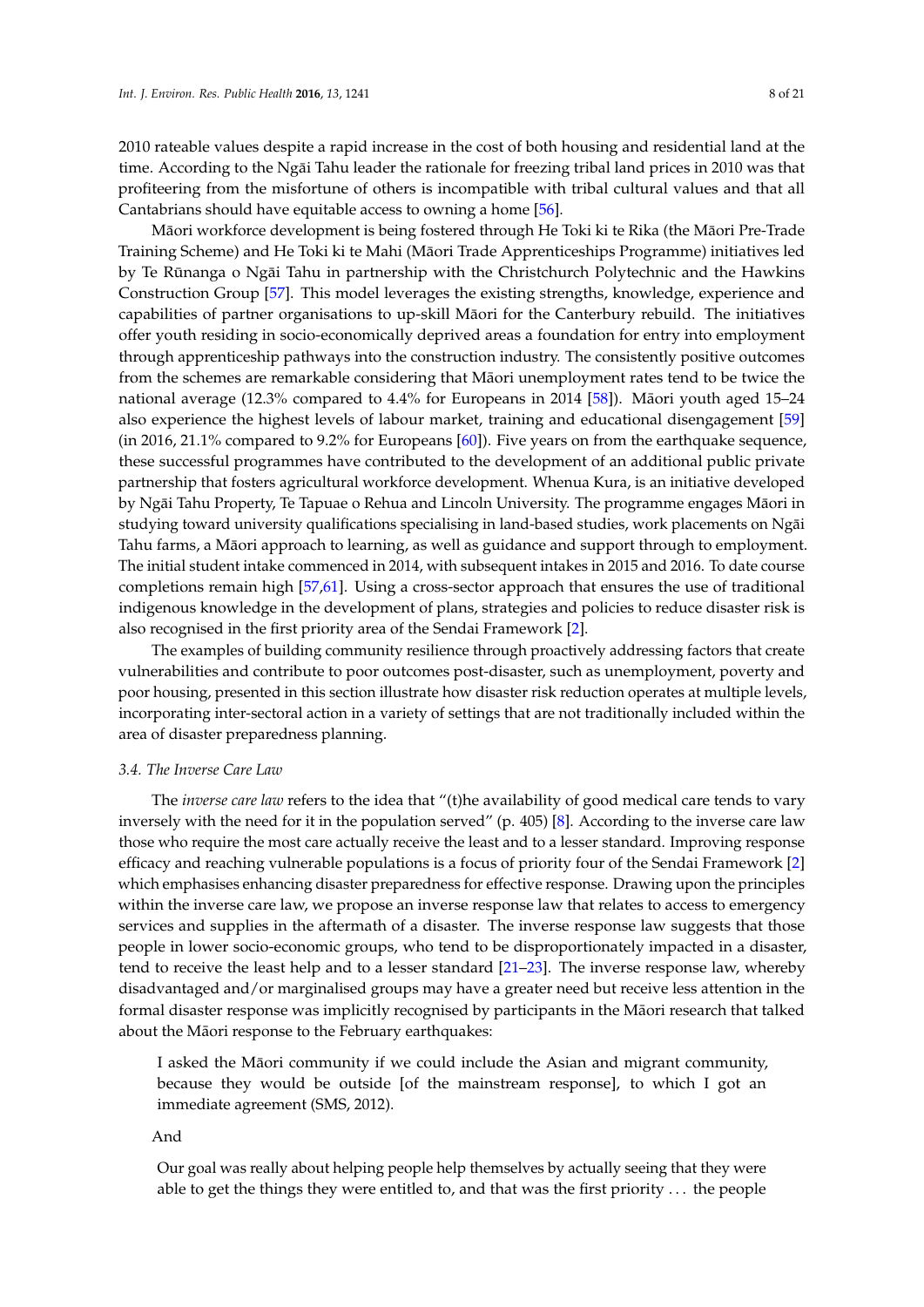2010 rateable values despite a rapid increase in the cost of both housing and residential land at the time. According to the Ngāi Tahu leader the rationale for freezing tribal land prices in 2010 was that profiteering from the misfortune of others is incompatible with tribal cultural values and that all Cantabrians should have equitable access to owning a home [56].

Māori workforce development is being fostered through He Toki ki te Rika (the Māori Pre-Trade Training Scheme) and He Toki ki te Mahi (Māori Trade Apprenticeships Programme) initiatives led by Te Rūnanga o Ngāi Tahu in partnership with the Christchurch Polytechnic and the Hawkins Construction Group [57]. This model leverages the existing strengths, knowledge, experience and capabilities of partner organisations to up-skill Māori for the Canterbury rebuild. The initiatives offer youth residing in socio-economically deprived areas a foundation for entry into employment through apprenticeship pathways into the construction industry. The consistently positive outcomes from the schemes are remarkable considering that Māori unemployment rates tend to be twice the national average (12.3% compared to 4.4% for Europeans in 2014 [58]). Māori youth aged 15–24 also experience the highest levels of labour market, training and educational disengagement [59] (in 2016, 21.1% compared to 9.2% for Europeans [60]). Five years on from the earthquake sequence, these successful programmes have contributed to the development of an additional public private partnership that fosters agricultural workforce development. Whenua Kura, is an initiative developed by Ngāi Tahu Property, Te Tapuae o Rehua and Lincoln University. The programme engages Māori in studying toward university qualifications specialising in land-based studies, work placements on Ngāi Tahu farms, a Māori approach to learning, as well as guidance and support through to employment. The initial student intake commenced in 2014, with subsequent intakes in 2015 and 2016. To date course completions remain high [57,61]. Using a cross-sector approach that ensures the use of traditional indigenous knowledge in the development of plans, strategies and policies to reduce disaster risk is also recognised in the first priority area of the Sendai Framework [2].

The examples of building community resilience through proactively addressing factors that create vulnerabilities and contribute to poor outcomes post-disaster, such as unemployment, poverty and poor housing, presented in this section illustrate how disaster risk reduction operates at multiple levels, incorporating inter-sectoral action in a variety of settings that are not traditionally included within the area of disaster preparedness planning.

### 3.4. The Inverse Care Law

The *inverse care law* refers to the idea that "(t)he availability of good medical care tends to vary inversely with the need for it in the population served" (p. 405) [8]. According to the inverse care law those who require the most care actually receive the least and to a lesser standard. Improving response efficacy and reaching vulnerable populations is a focus of priority four of the Sendai Framework [2] which emphasises enhancing disaster preparedness for effective response. Drawing upon the principles within the inverse care law, we propose an inverse response law that relates to access to emergency services and supplies in the aftermath of a disaster. The inverse response law suggests that those people in lower socio-economic groups, who tend to be disproportionately impacted in a disaster, tend to receive the least help and to a lesser standard [21–23]. The inverse response law, whereby disadvantaged and/or marginalised groups may have a greater need but receive less attention in the formal disaster response was implicitly recognised by participants in the Māori research that talked about the Māori response to the February earthquakes:

> I asked the Māori community if we could include the Asian and migrant community, because they would be outside [of the mainstream response], to which I got an immediate agreement (SMS, 2012).

And

> Our goal was really about helping people help themselves by actually seeing that they were able to get the things they were entitled to, and that was the first priority . . . the people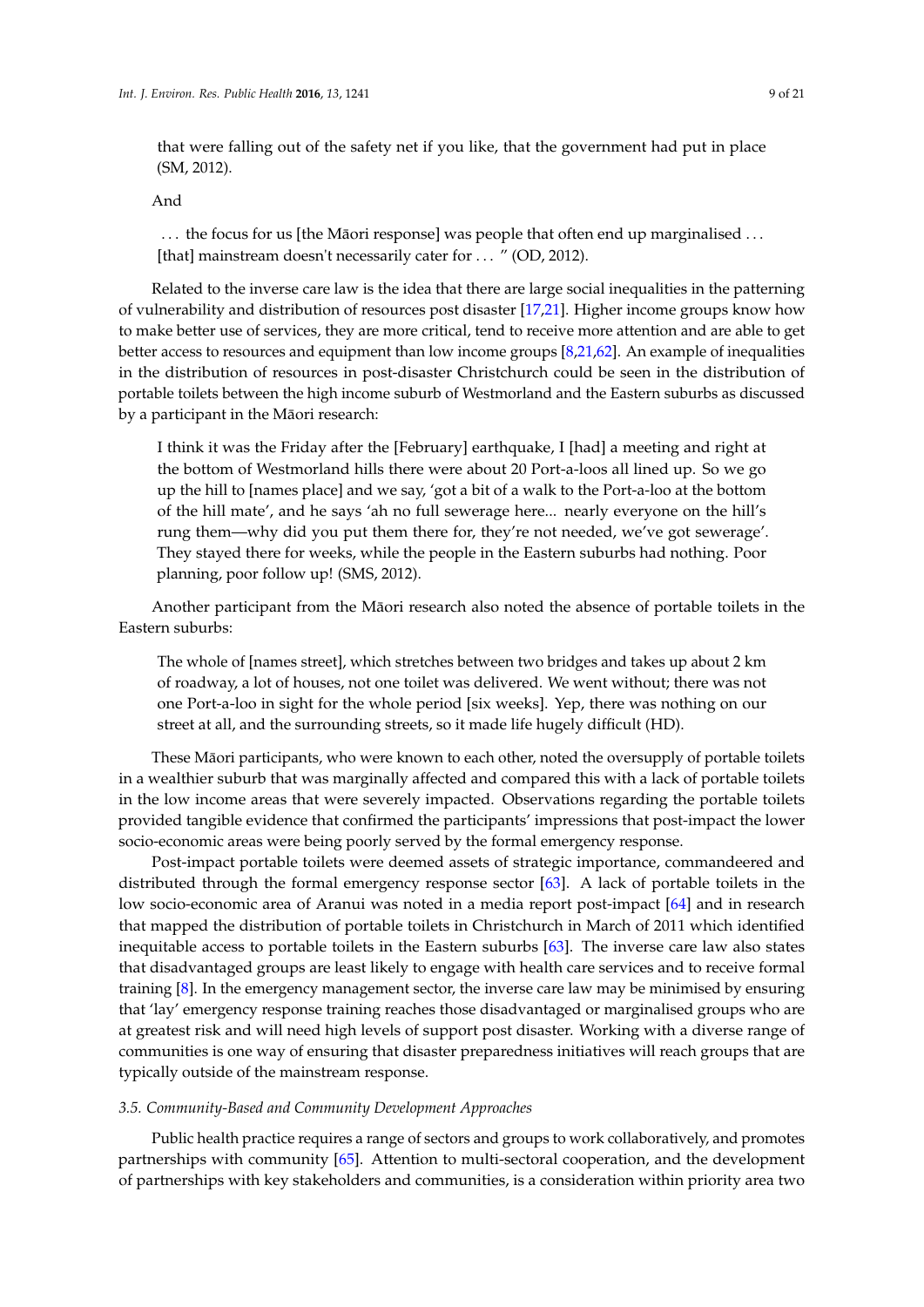> that were falling out of the safety net if you like, that the government had put in place (SM, 2012).

And

> . . . the focus for us [the Māori response] was people that often end up marginalised . . . [that] mainstream doesn't necessarily cater for . . . " (OD, 2012).

Related to the inverse care law is the idea that there are large social inequalities in the patterning of vulnerability and distribution of resources post disaster [17,21]. Higher income groups know how to make better use of services, they are more critical, tend to receive more attention and are able to get better access to resources and equipment than low income groups [8,21,62]. An example of inequalities in the distribution of resources in post-disaster Christchurch could be seen in the distribution of portable toilets between the high income suburb of Westmorland and the Eastern suburbs as discussed by a participant in the Māori research:

> I think it was the Friday after the [February] earthquake, I [had] a meeting and right at the bottom of Westmorland hills there were about 20 Port-a-loos all lined up. So we go up the hill to [names place] and we say, 'got a bit of a walk to the Port-a-loo at the bottom of the hill mate', and he says 'ah no full sewerage here... nearly everyone on the hill's rung them—why did you put them there for, they're not needed, we've got sewerage'. They stayed there for weeks, while the people in the Eastern suburbs had nothing. Poor planning, poor follow up! (SMS, 2012).

Another participant from the Māori research also noted the absence of portable toilets in the Eastern suburbs:

> The whole of [names street], which stretches between two bridges and takes up about 2 km of roadway, a lot of houses, not one toilet was delivered. We went without; there was not one Port-a-loo in sight for the whole period [six weeks]. Yep, there was nothing on our street at all, and the surrounding streets, so it made life hugely difficult (HD).

These Māori participants, who were known to each other, noted the oversupply of portable toilets in a wealthier suburb that was marginally affected and compared this with a lack of portable toilets in the low income areas that were severely impacted. Observations regarding the portable toilets provided tangible evidence that confirmed the participants' impressions that post-impact the lower socio-economic areas were being poorly served by the formal emergency response.

Post-impact portable toilets were deemed assets of strategic importance, commandeered and distributed through the formal emergency response sector [63]. A lack of portable toilets in the low socio-economic area of Aranui was noted in a media report post-impact [64] and in research that mapped the distribution of portable toilets in Christchurch in March of 2011 which identified inequitable access to portable toilets in the Eastern suburbs [63]. The inverse care law also states that disadvantaged groups are least likely to engage with health care services and to receive formal training [8]. In the emergency management sector, the inverse care law may be minimised by ensuring that 'lay' emergency response training reaches those disadvantaged or marginalised groups who are at greatest risk and will need high levels of support post disaster. Working with a diverse range of communities is one way of ensuring that disaster preparedness initiatives will reach groups that are typically outside of the mainstream response.

### *3.5. Community-Based and Community Development Approaches*

Public health practice requires a range of sectors and groups to work collaboratively, and promotes partnerships with community [65]. Attention to multi-sectoral cooperation, and the development of partnerships with key stakeholders and communities, is a consideration within priority area two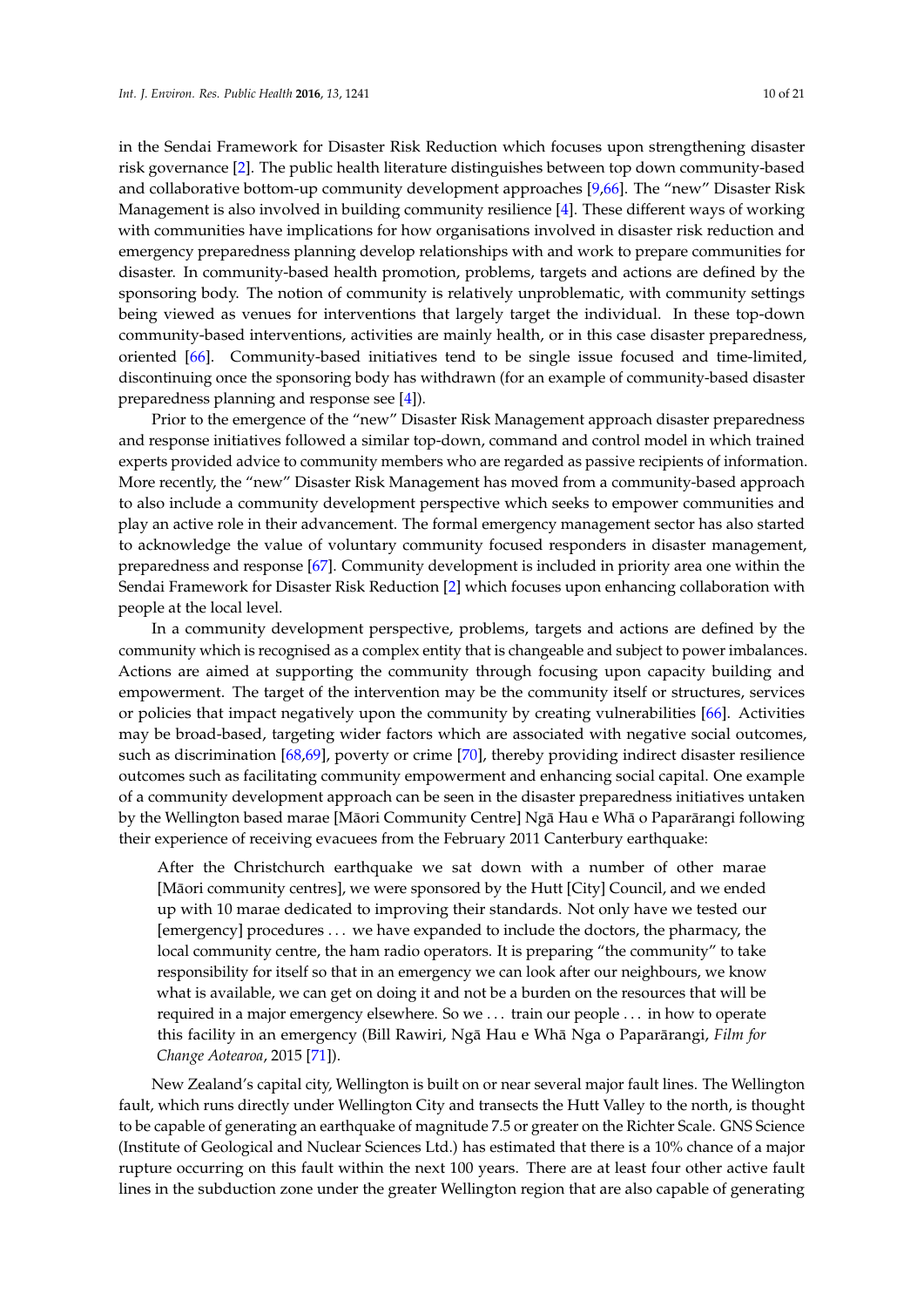in the Sendai Framework for Disaster Risk Reduction which focuses upon strengthening disaster risk governance [2]. The public health literature distinguishes between top down community-based and collaborative bottom-up community development approaches [9,66]. The "new" Disaster Risk Management is also involved in building community resilience [4]. These different ways of working with communities have implications for how organisations involved in disaster risk reduction and emergency preparedness planning develop relationships with and work to prepare communities for disaster. In community-based health promotion, problems, targets and actions are defined by the sponsoring body. The notion of community is relatively unproblematic, with community settings being viewed as venues for interventions that largely target the individual. In these top-down community-based interventions, activities are mainly health, or in this case disaster preparedness, oriented [66]. Community-based initiatives tend to be single issue focused and time-limited, discontinuing once the sponsoring body has withdrawn (for an example of community-based disaster preparedness planning and response see [4]).

Prior to the emergence of the "new" Disaster Risk Management approach disaster preparedness and response initiatives followed a similar top-down, command and control model in which trained experts provided advice to community members who are regarded as passive recipients of information. More recently, the "new" Disaster Risk Management has moved from a community-based approach to also include a community development perspective which seeks to empower communities and play an active role in their advancement. The formal emergency management sector has also started to acknowledge the value of voluntary community focused responders in disaster management, preparedness and response [67]. Community development is included in priority area one within the Sendai Framework for Disaster Risk Reduction [2] which focuses upon enhancing collaboration with people at the local level.

In a community development perspective, problems, targets and actions are defined by the community which is recognised as a complex entity that is changeable and subject to power imbalances. Actions are aimed at supporting the community through focusing upon capacity building and empowerment. The target of the intervention may be the community itself or structures, services or policies that impact negatively upon the community by creating vulnerabilities [66]. Activities may be broad-based, targeting wider factors which are associated with negative social outcomes, such as discrimination [68,69], poverty or crime [70], thereby providing indirect disaster resilience outcomes such as facilitating community empowerment and enhancing social capital. One example of a community development approach can be seen in the disaster preparedness initiatives untaken by the Wellington based marae [Māori Community Centre] Ngā Hau e Whā o Paparārangi following their experience of receiving evacuees from the February 2011 Canterbury earthquake:

> After the Christchurch earthquake we sat down with a number of other marae [Māori community centres], we were sponsored by the Hutt [City] Council, and we ended up with 10 marae dedicated to improving their standards. Not only have we tested our [emergency] procedures . . . we have expanded to include the doctors, the pharmacy, the local community centre, the ham radio operators. It is preparing "the community" to take responsibility for itself so that in an emergency we can look after our neighbours, we know what is available, we can get on doing it and not be a burden on the resources that will be required in a major emergency elsewhere. So we . . . train our people . . . in how to operate this facility in an emergency (Bill Rawiri, Ngā Hau e Whā Nga o Paparārangi, *Film for Change Aotearoa*, 2015 [71]).

New Zealand's capital city, Wellington is built on or near several major fault lines. The Wellington fault, which runs directly under Wellington City and transects the Hutt Valley to the north, is thought to be capable of generating an earthquake of magnitude 7.5 or greater on the Richter Scale. GNS Science (Institute of Geological and Nuclear Sciences Ltd.) has estimated that there is a 10% chance of a major rupture occurring on this fault within the next 100 years. There are at least four other active fault lines in the subduction zone under the greater Wellington region that are also capable of generating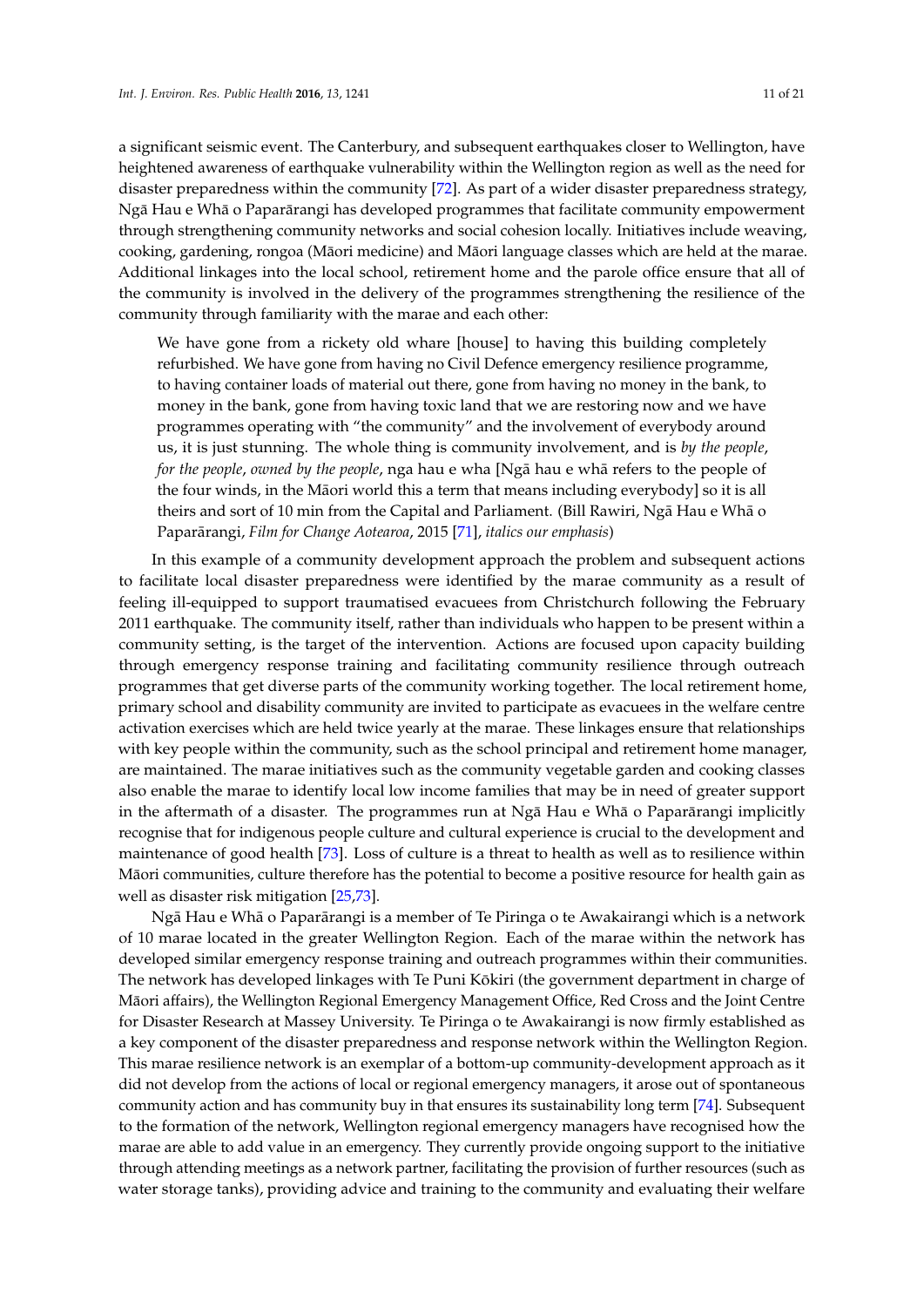a significant seismic event. The Canterbury, and subsequent earthquakes closer to Wellington, have heightened awareness of earthquake vulnerability within the Wellington region as well as the need for disaster preparedness within the community [72]. As part of a wider disaster preparedness strategy, Ngā Hau e Whā o Paparārangi has developed programmes that facilitate community empowerment through strengthening community networks and social cohesion locally. Initiatives include weaving, cooking, gardening, rongoa (Māori medicine) and Māori language classes which are held at the marae. Additional linkages into the local school, retirement home and the parole office ensure that all of the community is involved in the delivery of the programmes strengthening the resilience of the community through familiarity with the marae and each other:

> We have gone from a rickety old whare [house] to having this building completely refurbished. We have gone from having no Civil Defence emergency resilience programme, to having container loads of material out there, gone from having no money in the bank, to money in the bank, gone from having toxic land that we are restoring now and we have programmes operating with "the community" and the involvement of everybody around us, it is just stunning. The whole thing is community involvement, and is *by the people*, *for the people*, *owned by the people*, nga hau e wha [Ngā hau e whā refers to the people of the four winds, in the Māori world this a term that means including everybody] so it is all theirs and sort of 10 min from the Capital and Parliament. (Bill Rawiri, Ngā Hau e Whā o Paparārangi, *Film for Change Aotearoa*, 2015 [71], *italics our emphasis*)

In this example of a community development approach the problem and subsequent actions to facilitate local disaster preparedness were identified by the marae community as a result of feeling ill-equipped to support traumatised evacuees from Christchurch following the February 2011 earthquake. The community itself, rather than individuals who happen to be present within a community setting, is the target of the intervention. Actions are focused upon capacity building through emergency response training and facilitating community resilience through outreach programmes that get diverse parts of the community working together. The local retirement home, primary school and disability community are invited to participate as evacuees in the welfare centre activation exercises which are held twice yearly at the marae. These linkages ensure that relationships with key people within the community, such as the school principal and retirement home manager, are maintained. The marae initiatives such as the community vegetable garden and cooking classes also enable the marae to identify local low income families that may be in need of greater support in the aftermath of a disaster. The programmes run at Ngā Hau e Whā o Paparārangi implicitly recognise that for indigenous people culture and cultural experience is crucial to the development and maintenance of good health [73]. Loss of culture is a threat to health as well as to resilience within Māori communities, culture therefore has the potential to become a positive resource for health gain as well as disaster risk mitigation [25,73].

Ngā Hau e Whā o Paparārangi is a member of Te Piringa o te Awakairangi which is a network of 10 marae located in the greater Wellington Region. Each of the marae within the network has developed similar emergency response training and outreach programmes within their communities. The network has developed linkages with Te Puni Kōkiri (the government department in charge of Māori affairs), the Wellington Regional Emergency Management Office, Red Cross and the Joint Centre for Disaster Research at Massey University. Te Piringa o te Awakairangi is now firmly established as a key component of the disaster preparedness and response network within the Wellington Region. This marae resilience network is an exemplar of a bottom-up community-development approach as it did not develop from the actions of local or regional emergency managers, it arose out of spontaneous community action and has community buy in that ensures its sustainability long term [74]. Subsequent to the formation of the network, Wellington regional emergency managers have recognised how the marae are able to add value in an emergency. They currently provide ongoing support to the initiative through attending meetings as a network partner, facilitating the provision of further resources (such as water storage tanks), providing advice and training to the community and evaluating their welfare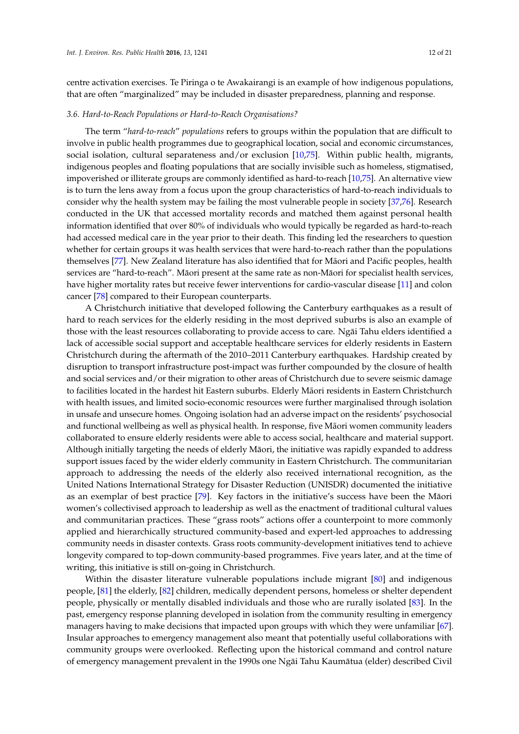centre activation exercises. Te Piringa o te Awakairangi is an example of how indigenous populations, that are often "marginalized" may be included in disaster preparedness, planning and response.

### 3.6. Hard-to-Reach Populations or Hard-to-Reach Organisations?

The term "*hard-to-reach*" *populations* refers to groups within the population that are difficult to involve in public health programmes due to geographical location, social and economic circumstances, social isolation, cultural separateness and/or exclusion [10,75]. Within public health, migrants, indigenous peoples and floating populations that are socially invisible such as homeless, stigmatised, impoverished or illiterate groups are commonly identified as hard-to-reach [10,75]. An alternative view is to turn the lens away from a focus upon the group characteristics of hard-to-reach individuals to consider why the health system may be failing the most vulnerable people in society [37,76]. Research conducted in the UK that accessed mortality records and matched them against personal health information identified that over 80% of individuals who would typically be regarded as hard-to-reach had accessed medical care in the year prior to their death. This finding led the researchers to question whether for certain groups it was health services that were hard-to-reach rather than the populations themselves [77]. New Zealand literature has also identified that for Māori and Pacific peoples, health services are "hard-to-reach". Māori present at the same rate as non-Māori for specialist health services, have higher mortality rates but receive fewer interventions for cardio-vascular disease [11] and colon cancer [78] compared to their European counterparts.

A Christchurch initiative that developed following the Canterbury earthquakes as a result of hard to reach services for the elderly residing in the most deprived suburbs is also an example of those with the least resources collaborating to provide access to care. Ngāi Tahu elders identified a lack of accessible social support and acceptable healthcare services for elderly residents in Eastern Christchurch during the aftermath of the 2010–2011 Canterbury earthquakes. Hardship created by disruption to transport infrastructure post-impact was further compounded by the closure of health and social services and/or their migration to other areas of Christchurch due to severe seismic damage to facilities located in the hardest hit Eastern suburbs. Elderly Māori residents in Eastern Christchurch with health issues, and limited socio-economic resources were further marginalised through isolation in unsafe and unsecure homes. Ongoing isolation had an adverse impact on the residents' psychosocial and functional wellbeing as well as physical health. In response, five Māori women community leaders collaborated to ensure elderly residents were able to access social, healthcare and material support. Although initially targeting the needs of elderly Māori, the initiative was rapidly expanded to address support issues faced by the wider elderly community in Eastern Christchurch. The communitarian approach to addressing the needs of the elderly also received international recognition, as the United Nations International Strategy for Disaster Reduction (UNISDR) documented the initiative as an exemplar of best practice [79]. Key factors in the initiative's success have been the Māori women's collectivised approach to leadership as well as the enactment of traditional cultural values and communitarian practices. These "grass roots" actions offer a counterpoint to more commonly applied and hierarchically structured community-based and expert-led approaches to addressing community needs in disaster contexts. Grass roots community-development initiatives tend to achieve longevity compared to top-down community-based programmes. Five years later, and at the time of writing, this initiative is still on-going in Christchurch.

Within the disaster literature vulnerable populations include migrant [80] and indigenous people, [81] the elderly, [82] children, medically dependent persons, homeless or shelter dependent people, physically or mentally disabled individuals and those who are rurally isolated [83]. In the past, emergency response planning developed in isolation from the community resulting in emergency managers having to make decisions that impacted upon groups with which they were unfamiliar [67]. Insular approaches to emergency management also meant that potentially useful collaborations with community groups were overlooked. Reflecting upon the historical command and control nature of emergency management prevalent in the 1990s one Ngāi Tahu Kaumātua (elder) described Civil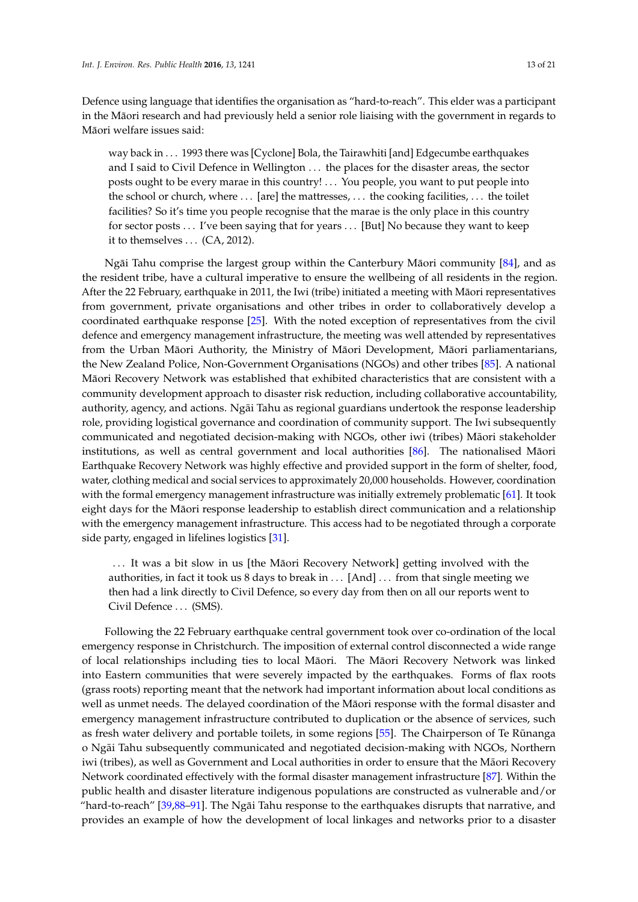Defence using language that identifies the organisation as "hard-to-reach". This elder was a participant in the Māori research and had previously held a senior role liaising with the government in regards to Māori welfare issues said:

> way back in . . . 1993 there was [Cyclone] Bola, the Tairawhiti [and] Edgecumbe earthquakes and I said to Civil Defence in Wellington . . . the places for the disaster areas, the sector posts ought to be every marae in this country! . . . You people, you want to put people into the school or church, where . . . [are] the mattresses, . . . the cooking facilities, . . . the toilet facilities? So it's time you people recognise that the marae is the only place in this country for sector posts . . . I've been saying that for years . . . [But] No because they want to keep it to themselves . . . (CA, 2012).

Ngāi Tahu comprise the largest group within the Canterbury Māori community [84], and as the resident tribe, have a cultural imperative to ensure the wellbeing of all residents in the region. After the 22 February, earthquake in 2011, the Iwi (tribe) initiated a meeting with Māori representatives from government, private organisations and other tribes in order to collaboratively develop a coordinated earthquake response [25]. With the noted exception of representatives from the civil defence and emergency management infrastructure, the meeting was well attended by representatives from the Urban Māori Authority, the Ministry of Māori Development, Māori parliamentarians, the New Zealand Police, Non-Government Organisations (NGOs) and other tribes [85]. A national Māori Recovery Network was established that exhibited characteristics that are consistent with a community development approach to disaster risk reduction, including collaborative accountability, authority, agency, and actions. Ngāi Tahu as regional guardians undertook the response leadership role, providing logistical governance and coordination of community support. The Iwi subsequently communicated and negotiated decision-making with NGOs, other iwi (tribes) Māori stakeholder institutions, as well as central government and local authorities [86]. The nationalised Māori Earthquake Recovery Network was highly effective and provided support in the form of shelter, food, water, clothing medical and social services to approximately 20,000 households. However, coordination with the formal emergency management infrastructure was initially extremely problematic [61]. It took eight days for the Māori response leadership to establish direct communication and a relationship with the emergency management infrastructure. This access had to be negotiated through a corporate side party, engaged in lifelines logistics [31].

> . . . It was a bit slow in us [the Māori Recovery Network] getting involved with the authorities, in fact it took us 8 days to break in . . . [And] . . . from that single meeting we then had a link directly to Civil Defence, so every day from then on all our reports went to Civil Defence . . . (SMS).

Following the 22 February earthquake central government took over co-ordination of the local emergency response in Christchurch. The imposition of external control disconnected a wide range of local relationships including ties to local Māori. The Māori Recovery Network was linked into Eastern communities that were severely impacted by the earthquakes. Forms of flax roots (grass roots) reporting meant that the network had important information about local conditions as well as unmet needs. The delayed coordination of the Māori response with the formal disaster and emergency management infrastructure contributed to duplication or the absence of services, such as fresh water delivery and portable toilets, in some regions [55]. The Chairperson of Te Rūnanga o Ngāi Tahu subsequently communicated and negotiated decision-making with NGOs, Northern iwi (tribes), as well as Government and Local authorities in order to ensure that the Māori Recovery Network coordinated effectively with the formal disaster management infrastructure [87]. Within the public health and disaster literature indigenous populations are constructed as vulnerable and/or "hard-to-reach" [39,88–91]. The Ngāi Tahu response to the earthquakes disrupts that narrative, and provides an example of how the development of local linkages and networks prior to a disaster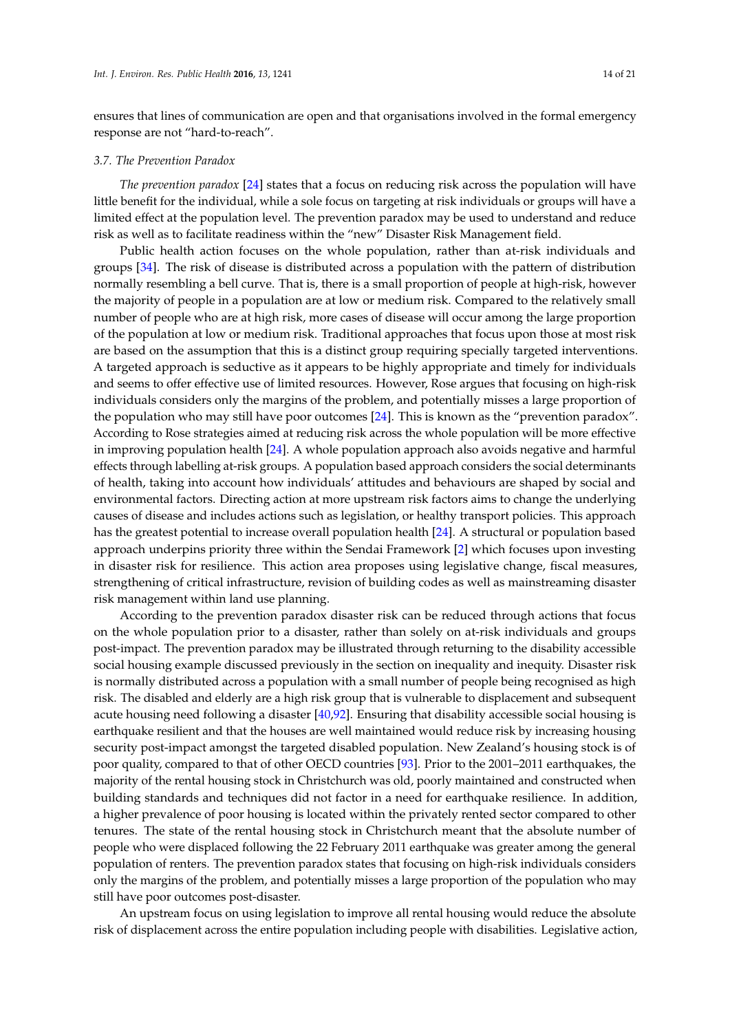ensures that lines of communication are open and that organisations involved in the formal emergency response are not "hard-to-reach".

### 3.7. The Prevention Paradox

*The prevention paradox* [24] states that a focus on reducing risk across the population will have little benefit for the individual, while a sole focus on targeting at risk individuals or groups will have a limited effect at the population level. The prevention paradox may be used to understand and reduce risk as well as to facilitate readiness within the "new" Disaster Risk Management field.

Public health action focuses on the whole population, rather than at-risk individuals and groups [34]. The risk of disease is distributed across a population with the pattern of distribution normally resembling a bell curve. That is, there is a small proportion of people at high-risk, however the majority of people in a population are at low or medium risk. Compared to the relatively small number of people who are at high risk, more cases of disease will occur among the large proportion of the population at low or medium risk. Traditional approaches that focus upon those at most risk are based on the assumption that this is a distinct group requiring specially targeted interventions. A targeted approach is seductive as it appears to be highly appropriate and timely for individuals and seems to offer effective use of limited resources. However, Rose argues that focusing on high-risk individuals considers only the margins of the problem, and potentially misses a large proportion of the population who may still have poor outcomes [24]. This is known as the "prevention paradox". According to Rose strategies aimed at reducing risk across the whole population will be more effective in improving population health [24]. A whole population approach also avoids negative and harmful effects through labelling at-risk groups. A population based approach considers the social determinants of health, taking into account how individuals' attitudes and behaviours are shaped by social and environmental factors. Directing action at more upstream risk factors aims to change the underlying causes of disease and includes actions such as legislation, or healthy transport policies. This approach has the greatest potential to increase overall population health [24]. A structural or population based approach underpins priority three within the Sendai Framework [2] which focuses upon investing in disaster risk for resilience. This action area proposes using legislative change, fiscal measures, strengthening of critical infrastructure, revision of building codes as well as mainstreaming disaster risk management within land use planning.

According to the prevention paradox disaster risk can be reduced through actions that focus on the whole population prior to a disaster, rather than solely on at-risk individuals and groups post-impact. The prevention paradox may be illustrated through returning to the disability accessible social housing example discussed previously in the section on inequality and inequity. Disaster risk is normally distributed across a population with a small number of people being recognised as high risk. The disabled and elderly are a high risk group that is vulnerable to displacement and subsequent acute housing need following a disaster [40,92]. Ensuring that disability accessible social housing is earthquake resilient and that the houses are well maintained would reduce risk by increasing housing security post-impact amongst the targeted disabled population. New Zealand's housing stock is of poor quality, compared to that of other OECD countries [93]. Prior to the 2001–2011 earthquakes, the majority of the rental housing stock in Christchurch was old, poorly maintained and constructed when building standards and techniques did not factor in a need for earthquake resilience. In addition, a higher prevalence of poor housing is located within the privately rented sector compared to other tenures. The state of the rental housing stock in Christchurch meant that the absolute number of people who were displaced following the 22 February 2011 earthquake was greater among the general population of renters. The prevention paradox states that focusing on high-risk individuals considers only the margins of the problem, and potentially misses a large proportion of the population who may still have poor outcomes post-disaster.

An upstream focus on using legislation to improve all rental housing would reduce the absolute risk of displacement across the entire population including people with disabilities. Legislative action,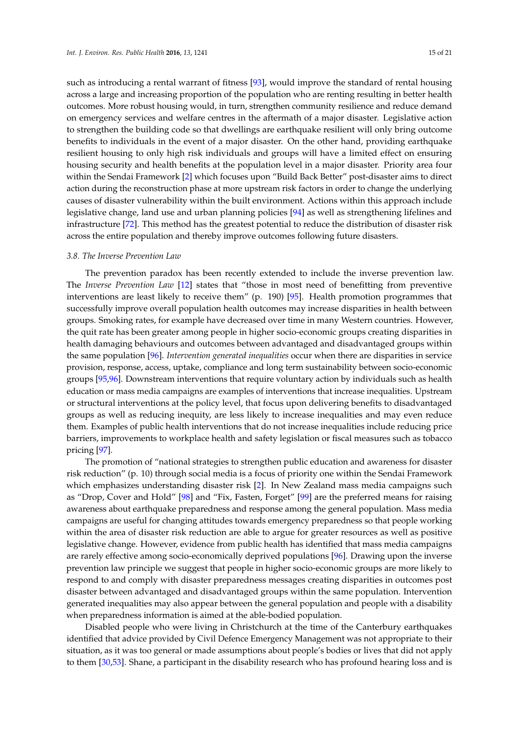such as introducing a rental warrant of fitness [93], would improve the standard of rental housing across a large and increasing proportion of the population who are renting resulting in better health outcomes. More robust housing would, in turn, strengthen community resilience and reduce demand on emergency services and welfare centres in the aftermath of a major disaster. Legislative action to strengthen the building code so that dwellings are earthquake resilient will only bring outcome benefits to individuals in the event of a major disaster. On the other hand, providing earthquake resilient housing to only high risk individuals and groups will have a limited effect on ensuring housing security and health benefits at the population level in a major disaster. Priority area four within the Sendai Framework [2] which focuses upon "Build Back Better" post-disaster aims to direct action during the reconstruction phase at more upstream risk factors in order to change the underlying causes of disaster vulnerability within the built environment. Actions within this approach include legislative change, land use and urban planning policies [94] as well as strengthening lifelines and infrastructure [72]. This method has the greatest potential to reduce the distribution of disaster risk across the entire population and thereby improve outcomes following future disasters.

### 3.8. The Inverse Prevention Law

The prevention paradox has been recently extended to include the inverse prevention law. The *Inverse Prevention Law* [12] states that "those in most need of benefitting from preventive interventions are least likely to receive them" (p. 190) [95]. Health promotion programmes that successfully improve overall population health outcomes may increase disparities in health between groups. Smoking rates, for example have decreased over time in many Western countries. However, the quit rate has been greater among people in higher socio-economic groups creating disparities in health damaging behaviours and outcomes between advantaged and disadvantaged groups within the same population [96]. *Intervention generated inequalities* occur when there are disparities in service provision, response, access, uptake, compliance and long term sustainability between socio-economic groups [95,96]. Downstream interventions that require voluntary action by individuals such as health education or mass media campaigns are examples of interventions that increase inequalities. Upstream or structural interventions at the policy level, that focus upon delivering benefits to disadvantaged groups as well as reducing inequity, are less likely to increase inequalities and may even reduce them. Examples of public health interventions that do not increase inequalities include reducing price barriers, improvements to workplace health and safety legislation or fiscal measures such as tobacco pricing [97].

The promotion of "national strategies to strengthen public education and awareness for disaster risk reduction" (p. 10) through social media is a focus of priority one within the Sendai Framework which emphasizes understanding disaster risk [2]. In New Zealand mass media campaigns such as "Drop, Cover and Hold" [98] and "Fix, Fasten, Forget" [99] are the preferred means for raising awareness about earthquake preparedness and response among the general population. Mass media campaigns are useful for changing attitudes towards emergency preparedness so that people working within the area of disaster risk reduction are able to argue for greater resources as well as positive legislative change. However, evidence from public health has identified that mass media campaigns are rarely effective among socio-economically deprived populations [96]. Drawing upon the inverse prevention law principle we suggest that people in higher socio-economic groups are more likely to respond to and comply with disaster preparedness messages creating disparities in outcomes post disaster between advantaged and disadvantaged groups within the same population. Intervention generated inequalities may also appear between the general population and people with a disability when preparedness information is aimed at the able-bodied population.

Disabled people who were living in Christchurch at the time of the Canterbury earthquakes identified that advice provided by Civil Defence Emergency Management was not appropriate to their situation, as it was too general or made assumptions about people's bodies or lives that did not apply to them [30,53]. Shane, a participant in the disability research who has profound hearing loss and is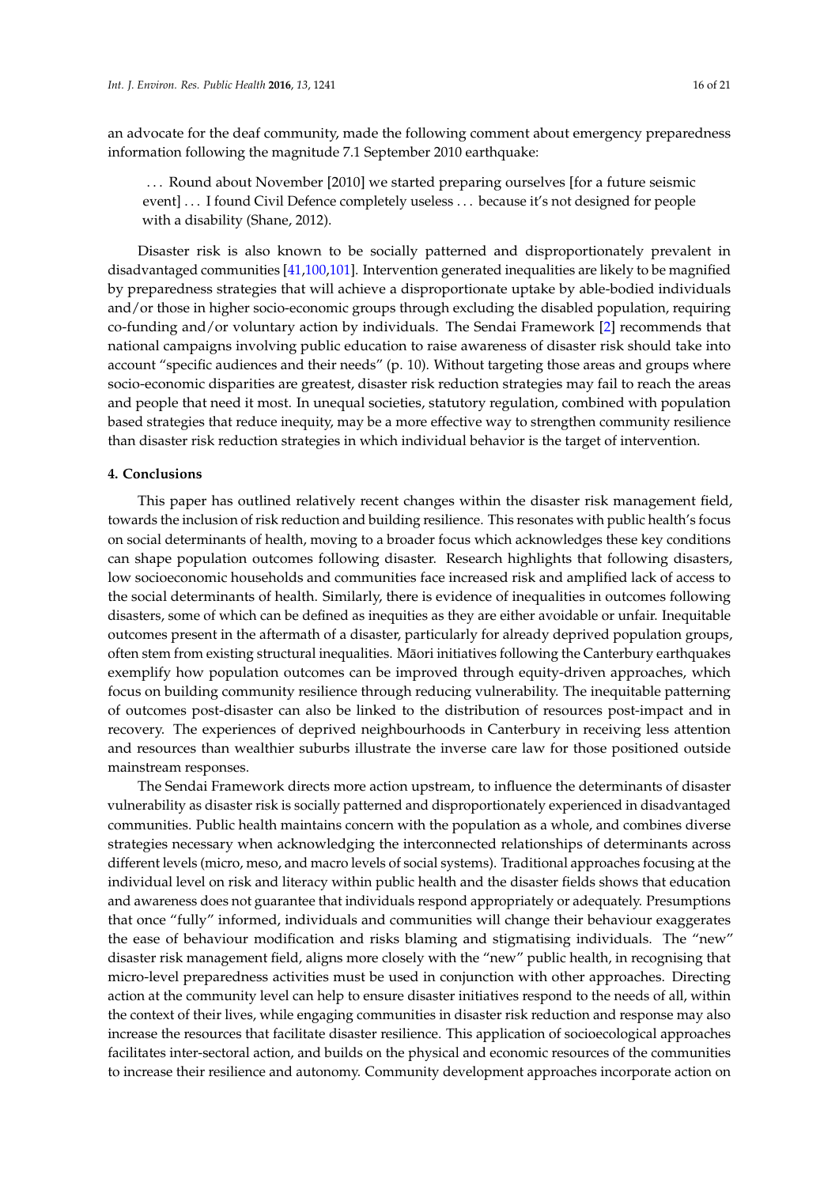an advocate for the deaf community, made the following comment about emergency preparedness information following the magnitude 7.1 September 2010 earthquake:

> . . . Round about November [2010] we started preparing ourselves [for a future seismic event] . . . I found Civil Defence completely useless . . . because it's not designed for people with a disability (Shane, 2012).

Disaster risk is also known to be socially patterned and disproportionately prevalent in disadvantaged communities [41,100,101]. Intervention generated inequalities are likely to be magnified by preparedness strategies that will achieve a disproportionate uptake by able-bodied individuals and/or those in higher socio-economic groups through excluding the disabled population, requiring co-funding and/or voluntary action by individuals. The Sendai Framework [2] recommends that national campaigns involving public education to raise awareness of disaster risk should take into account "specific audiences and their needs" (p. 10). Without targeting those areas and groups where socio-economic disparities are greatest, disaster risk reduction strategies may fail to reach the areas and people that need it most. In unequal societies, statutory regulation, combined with population based strategies that reduce inequity, may be a more effective way to strengthen community resilience than disaster risk reduction strategies in which individual behavior is the target of intervention.

## 4. Conclusions

This paper has outlined relatively recent changes within the disaster risk management field, towards the inclusion of risk reduction and building resilience. This resonates with public health's focus on social determinants of health, moving to a broader focus which acknowledges these key conditions can shape population outcomes following disaster. Research highlights that following disasters, low socioeconomic households and communities face increased risk and amplified lack of access to the social determinants of health. Similarly, there is evidence of inequalities in outcomes following disasters, some of which can be defined as inequities as they are either avoidable or unfair. Inequitable outcomes present in the aftermath of a disaster, particularly for already deprived population groups, often stem from existing structural inequalities. Māori initiatives following the Canterbury earthquakes exemplify how population outcomes can be improved through equity-driven approaches, which focus on building community resilience through reducing vulnerability. The inequitable patterning of outcomes post-disaster can also be linked to the distribution of resources post-impact and in recovery. The experiences of deprived neighbourhoods in Canterbury in receiving less attention and resources than wealthier suburbs illustrate the inverse care law for those positioned outside mainstream responses.

The Sendai Framework directs more action upstream, to influence the determinants of disaster vulnerability as disaster risk is socially patterned and disproportionately experienced in disadvantaged communities. Public health maintains concern with the population as a whole, and combines diverse strategies necessary when acknowledging the interconnected relationships of determinants across different levels (micro, meso, and macro levels of social systems). Traditional approaches focusing at the individual level on risk and literacy within public health and the disaster fields shows that education and awareness does not guarantee that individuals respond appropriately or adequately. Presumptions that once "fully" informed, individuals and communities will change their behaviour exaggerates the ease of behaviour modification and risks blaming and stigmatising individuals. The "new" disaster risk management field, aligns more closely with the "new" public health, in recognising that micro-level preparedness activities must be used in conjunction with other approaches. Directing action at the community level can help to ensure disaster initiatives respond to the needs of all, within the context of their lives, while engaging communities in disaster risk reduction and response may also increase the resources that facilitate disaster resilience. This application of socioecological approaches facilitates inter-sectoral action, and builds on the physical and economic resources of the communities to increase their resilience and autonomy. Community development approaches incorporate action on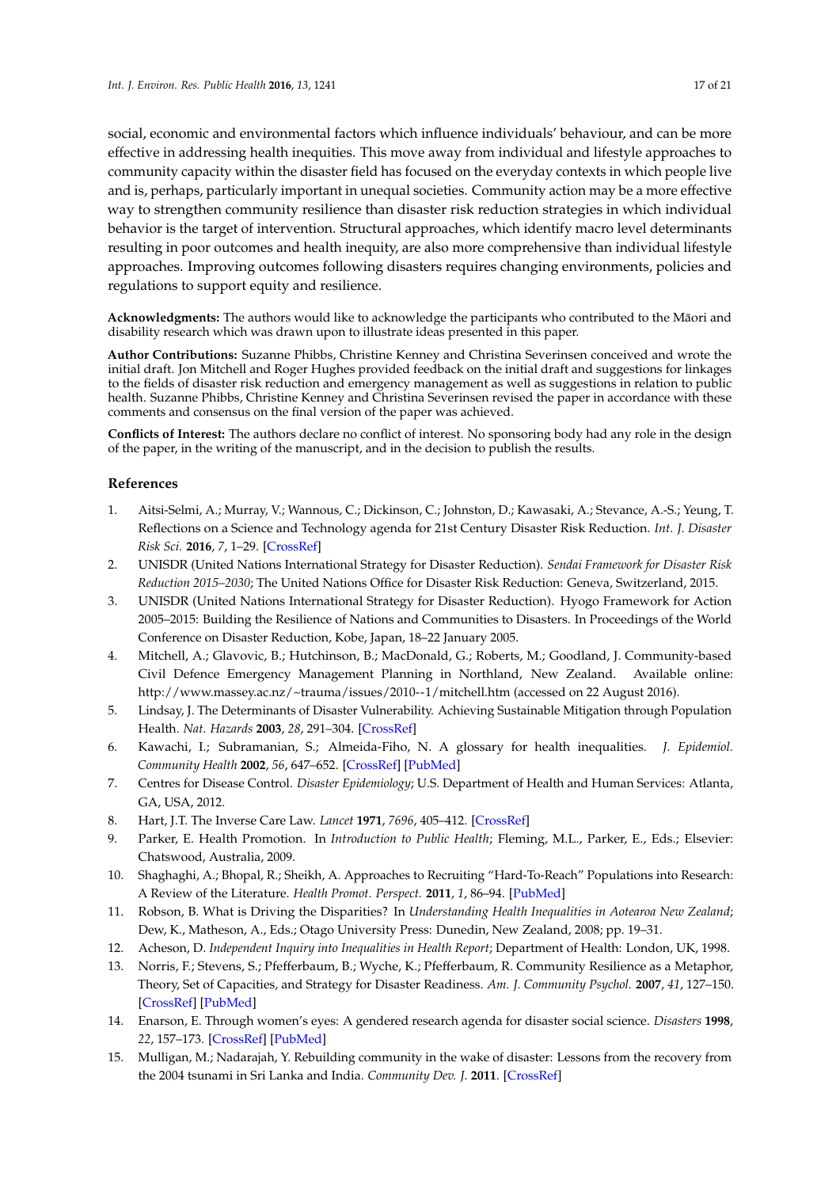social, economic and environmental factors which influence individuals' behaviour, and can be more effective in addressing health inequities. This move away from individual and lifestyle approaches to community capacity within the disaster field has focused on the everyday contexts in which people live and is, perhaps, particularly important in unequal societies. Community action may be a more effective way to strengthen community resilience than disaster risk reduction strategies in which individual behavior is the target of intervention. Structural approaches, which identify macro level determinants resulting in poor outcomes and health inequity, are also more comprehensive than individual lifestyle approaches. Improving outcomes following disasters requires changing environments, policies and regulations to support equity and resilience.

**Acknowledgments:** The authors would like to acknowledge the participants who contributed to the Māori and disability research which was drawn upon to illustrate ideas presented in this paper.

**Author Contributions:** Suzanne Phibbs, Christine Kenney and Christina Severinsen conceived and wrote the initial draft. Jon Mitchell and Roger Hughes provided feedback on the initial draft and suggestions for linkages to the fields of disaster risk reduction and emergency management as well as suggestions in relation to public health. Suzanne Phibbs, Christine Kenney and Christina Severinsen revised the paper in accordance with these comments and consensus on the final version of the paper was achieved.

**Conflicts of Interest:** The authors declare no conflict of interest. No sponsoring body had any role in the design of the paper, in the writing of the manuscript, and in the decision to publish the results.

## References

1. Aitsi-Selmi, A.; Murray, V.; Wannous, C.; Dickinson, C.; Johnston, D.; Kawasaki, A.; Stevance, A.-S.; Yeung, T. Reflections on a Science and Technology agenda for 21st Century Disaster Risk Reduction. *Int. J. Disaster Risk Sci.* **2016**, *7*, 1–29. [CrossRef]
2. UNISDR (United Nations International Strategy for Disaster Reduction). *Sendai Framework for Disaster Risk Reduction 2015–2030*; The United Nations Office for Disaster Risk Reduction: Geneva, Switzerland, 2015.
3. UNISDR (United Nations International Strategy for Disaster Reduction). Hyogo Framework for Action 2005–2015: Building the Resilience of Nations and Communities to Disasters. In Proceedings of the World Conference on Disaster Reduction, Kobe, Japan, 18–22 January 2005.
4. Mitchell, A.; Glavovic, B.; Hutchinson, B.; MacDonald, G.; Roberts, M.; Goodland, J. Community-based Civil Defence Emergency Management Planning in Northland, New Zealand. Available online: http://www.massey.ac.nz/~trauma/issues/2010--1/mitchell.htm (accessed on 22 August 2016).
5. Lindsay, J. The Determinants of Disaster Vulnerability. Achieving Sustainable Mitigation through Population Health. *Nat. Hazards* **2003**, *28*, 291–304. [CrossRef]
6. Kawachi, I.; Subramanian, S.; Almeida-Fiho, N. A glossary for health inequalities. *J. Epidemiol. Community Health* **2002**, *56*, 647–652. [CrossRef] [PubMed]
7. Centres for Disease Control. *Disaster Epidemiology*; U.S. Department of Health and Human Services: Atlanta, GA, USA, 2012.
8. Hart, J.T. The Inverse Care Law. *Lancet* **1971**, *7696*, 405–412. [CrossRef]
9. Parker, E. Health Promotion. In *Introduction to Public Health*; Fleming, M.L., Parker, E., Eds.; Elsevier: Chatswood, Australia, 2009.
10. Shaghaghi, A.; Bhopal, R.; Sheikh, A. Approaches to Recruiting "Hard-To-Reach" Populations into Research: A Review of the Literature. *Health Promot. Perspect.* **2011**, *1*, 86–94. [PubMed]
11. Robson, B. What is Driving the Disparities? In *Understanding Health Inequalities in Aotearoa New Zealand*; Dew, K., Matheson, A., Eds.; Otago University Press: Dunedin, New Zealand, 2008; pp. 19–31.
12. Acheson, D. *Independent Inquiry into Inequalities in Health Report*; Department of Health: London, UK, 1998.
13. Norris, F.; Stevens, S.; Pfefferbaum, B.; Wyche, K.; Pfefferbaum, R. Community Resilience as a Metaphor, Theory, Set of Capacities, and Strategy for Disaster Readiness. *Am. J. Community Psychol.* **2007**, *41*, 127–150. [CrossRef] [PubMed]
14. Enarson, E. Through women's eyes: A gendered research agenda for disaster social science. *Disasters* **1998**, *22*, 157–173. [CrossRef] [PubMed]
15. Mulligan, M.; Nadarajah, Y. Rebuilding community in the wake of disaster: Lessons from the recovery from the 2004 tsunami in Sri Lanka and India. *Community Dev. J.* **2011**. [CrossRef]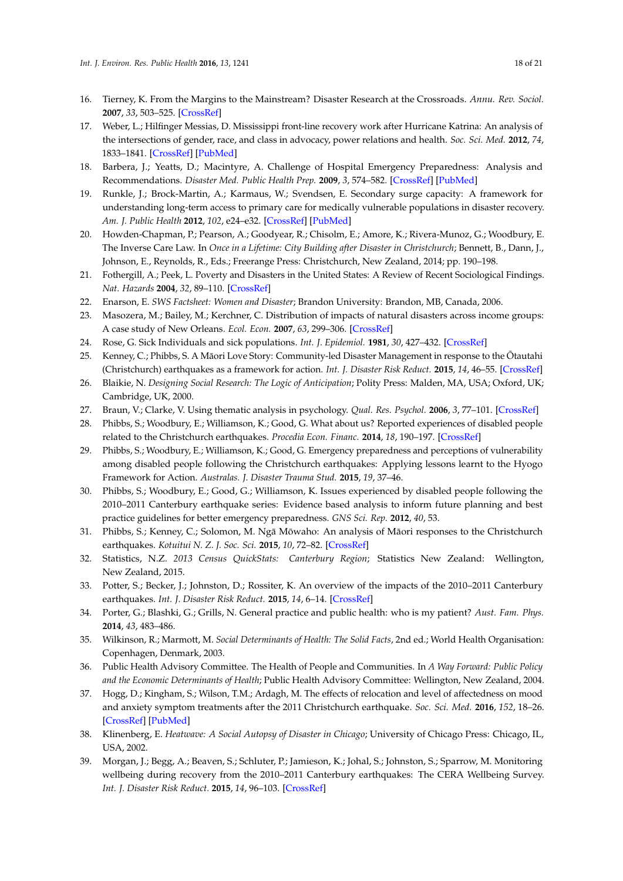16. Tierney, K. From the Margins to the Mainstream? Disaster Research at the Crossroads. *Annu. Rev. Sociol.* **2007**, *33*, 503–525. [CrossRef]
17. Weber, L.; Hilfinger Messias, D. Mississippi front-line recovery work after Hurricane Katrina: An analysis of the intersections of gender, race, and class in advocacy, power relations and health. *Soc. Sci. Med.* **2012**, *74*, 1833–1841. [CrossRef] [PubMed]
18. Barbera, J.; Yeatts, D.; Macintyre, A. Challenge of Hospital Emergency Preparedness: Analysis and Recommendations. *Disaster Med. Public Health Prep.* **2009**, *3*, 574–582. [CrossRef] [PubMed]
19. Runkle, J.; Brock-Martin, A.; Karmaus, W.; Svendsen, E. Secondary surge capacity: A framework for understanding long-term access to primary care for medically vulnerable populations in disaster recovery. *Am. J. Public Health* **2012**, *102*, e24–e32. [CrossRef] [PubMed]
20. Howden-Chapman, P.; Pearson, A.; Goodyear, R.; Chisolm, E.; Amore, K.; Rivera-Munoz, G.; Woodbury, E. The Inverse Care Law. In *Once in a Lifetime: City Building after Disaster in Christchurch*; Bennett, B., Dann, J., Johnson, E., Reynolds, R., Eds.; Freerange Press: Christchurch, New Zealand, 2014; pp. 190–198.
21. Fothergill, A.; Peek, L. Poverty and Disasters in the United States: A Review of Recent Sociological Findings. *Nat. Hazards* **2004**, *32*, 89–110. [CrossRef]
22. Enarson, E. *SWS Factsheet: Women and Disaster*; Brandon University: Brandon, MB, Canada, 2006.
23. Masozera, M.; Bailey, M.; Kerchner, C. Distribution of impacts of natural disasters across income groups: A case study of New Orleans. *Ecol. Econ.* **2007**, *63*, 299–306. [CrossRef]
24. Rose, G. Sick Individuals and sick populations. *Int. J. Epidemiol.* **1981**, *30*, 427–432. [CrossRef]
25. Kenney, C.; Phibbs, S. A Māori Love Story: Community-led Disaster Management in response to the Ōtautahi (Christchurch) earthquakes as a framework for action. *Int. J. Disaster Risk Reduct.* **2015**, *14*, 46–55. [CrossRef]
26. Blaikie, N. *Designing Social Research: The Logic of Anticipation*; Polity Press: Malden, MA, USA; Oxford, UK; Cambridge, UK, 2000.
27. Braun, V.; Clarke, V. Using thematic analysis in psychology. *Qual. Res. Psychol.* **2006**, *3*, 77–101. [CrossRef]
28. Phibbs, S.; Woodbury, E.; Williamson, K.; Good, G. What about us? Reported experiences of disabled people related to the Christchurch earthquakes. *Procedia Econ. Financ.* **2014**, *18*, 190–197. [CrossRef]
29. Phibbs, S.; Woodbury, E.; Williamson, K.; Good, G. Emergency preparedness and perceptions of vulnerability among disabled people following the Christchurch earthquakes: Applying lessons learnt to the Hyogo Framework for Action. *Australas. J. Disaster Trauma Stud.* **2015**, *19*, 37–46.
30. Phibbs, S.; Woodbury, E.; Good, G.; Williamson, K. Issues experienced by disabled people following the 2010–2011 Canterbury earthquake series: Evidence based analysis to inform future planning and best practice guidelines for better emergency preparedness. *GNS Sci. Rep.* **2012**, *40*, 53.
31. Phibbs, S.; Kenney, C.; Solomon, M. Ngā Mōwaho: An analysis of Māori responses to the Christchurch earthquakes. *Kotuitui N. Z. J. Soc. Sci.* **2015**, *10*, 72–82. [CrossRef]
32. Statistics, N.Z. *2013 Census QuickStats: Canterbury Region*; Statistics New Zealand: Wellington, New Zealand, 2015.
33. Potter, S.; Becker, J.; Johnston, D.; Rossiter, K. An overview of the impacts of the 2010–2011 Canterbury earthquakes. *Int. J. Disaster Risk Reduct.* **2015**, *14*, 6–14. [CrossRef]
34. Porter, G.; Blashki, G.; Grills, N. General practice and public health: who is my patient? *Aust. Fam. Phys.* **2014**, *43*, 483–486.
35. Wilkinson, R.; Marmott, M. *Social Determinants of Health: The Solid Facts*, 2nd ed.; World Health Organisation: Copenhagen, Denmark, 2003.
36. Public Health Advisory Committee. The Health of People and Communities. In *A Way Forward: Public Policy and the Economic Determinants of Health*; Public Health Advisory Committee: Wellington, New Zealand, 2004.
37. Hogg, D.; Kingham, S.; Wilson, T.M.; Ardagh, M. The effects of relocation and level of affectedness on mood and anxiety symptom treatments after the 2011 Christchurch earthquake. *Soc. Sci. Med.* **2016**, *152*, 18–26. [CrossRef] [PubMed]
38. Klinenberg, E. *Heatwave: A Social Autopsy of Disaster in Chicago*; University of Chicago Press: Chicago, IL, USA, 2002.
39. Morgan, J.; Begg, A.; Beaven, S.; Schluter, P.; Jamieson, K.; Johal, S.; Johnston, S.; Sparrow, M. Monitoring wellbeing during recovery from the 2010–2011 Canterbury earthquakes: The CERA Wellbeing Survey. *Int. J. Disaster Risk Reduct.* **2015**, *14*, 96–103. [CrossRef]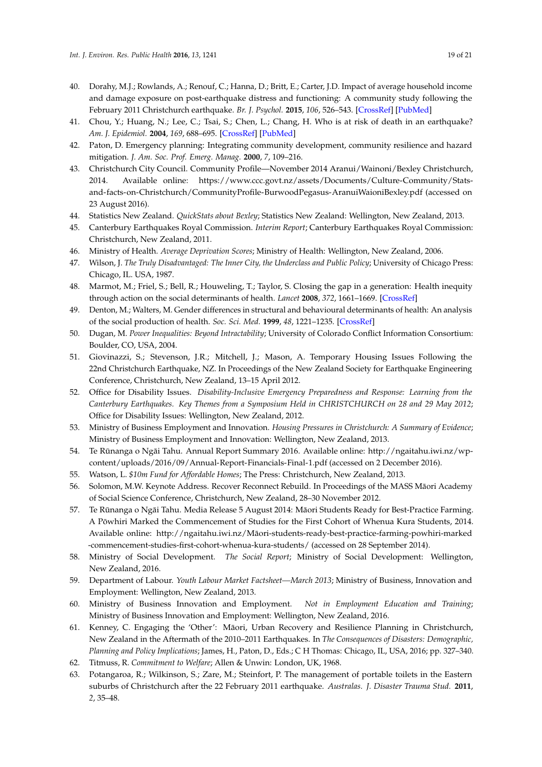40. Dorahy, M.J.; Rowlands, A.; Renouf, C.; Hanna, D.; Britt, E.; Carter, J.D. Impact of average household income and damage exposure on post-earthquake distress and functioning: A community study following the February 2011 Christchurch earthquake. *Br. J. Psychol.* **2015**, *106*, 526–543. [CrossRef] [PubMed]
41. Chou, Y.; Huang, N.; Lee, C.; Tsai, S.; Chen, L.; Chang, H. Who is at risk of death in an earthquake? *Am. J. Epidemiol.* **2004**, *169*, 688–695. [CrossRef] [PubMed]
42. Paton, D. Emergency planning: Integrating community development, community resilience and hazard mitigation. *J. Am. Soc. Prof. Emerg. Manag.* **2000**, *7*, 109–216.
43. Christchurch City Council. Community Profile—November 2014 Aranui/Wainoni/Bexley Christchurch, 2014. Available online: https://www.ccc.govt.nz/assets/Documents/Culture-Community/Stats-and-facts-on-Christchurch/CommunityProfile-BurwoodPegasus-AranuiWaioniBexley.pdf (accessed on 23 August 2016).
44. Statistics New Zealand. *QuickStats about Bexley*; Statistics New Zealand: Wellington, New Zealand, 2013.
45. Canterbury Earthquakes Royal Commission. *Interim Report*; Canterbury Earthquakes Royal Commission: Christchurch, New Zealand, 2011.
46. Ministry of Health. *Average Deprivation Scores*; Ministry of Health: Wellington, New Zealand, 2006.
47. Wilson, J. *The Truly Disadvantaged: The Inner City, the Underclass and Public Policy*; University of Chicago Press: Chicago, IL. USA, 1987.
48. Marmot, M.; Friel, S.; Bell, R.; Houweling, T.; Taylor, S. Closing the gap in a generation: Health inequity through action on the social determinants of health. *Lancet* **2008**, *372*, 1661–1669. [CrossRef]
49. Denton, M.; Walters, M. Gender differences in structural and behavioural determinants of health: An analysis of the social production of health. *Soc. Sci. Med.* **1999**, *48*, 1221–1235. [CrossRef]
50. Dugan, M. *Power Inequalities: Beyond Intractability*; University of Colorado Conflict Information Consortium: Boulder, CO, USA, 2004.
51. Giovinazzi, S.; Stevenson, J.R.; Mitchell, J.; Mason, A. Temporary Housing Issues Following the 22nd Christchurch Earthquake, NZ. In Proceedings of the New Zealand Society for Earthquake Engineering Conference, Christchurch, New Zealand, 13–15 April 2012.
52. Office for Disability Issues. *Disability-Inclusive Emergency Preparedness and Response: Learning from the Canterbury Earthquakes. Key Themes from a Symposium Held in CHRISTCHURCH on 28 and 29 May 2012*; Office for Disability Issues: Wellington, New Zealand, 2012.
53. Ministry of Business Employment and Innovation. *Housing Pressures in Christchurch: A Summary of Evidence*; Ministry of Business Employment and Innovation: Wellington, New Zealand, 2013.
54. Te Rūnanga o Ngāi Tahu. Annual Report Summary 2016. Available online: http://ngaitahu.iwi.nz/wp-content/uploads/2016/09/Annual-Report-Financials-Final-1.pdf (accessed on 2 December 2016).
55. Watson, L. *$10m Fund for Affordable Homes*; The Press: Christchurch, New Zealand, 2013.
56. Solomon, M.W. Keynote Address. Recover Reconnect Rebuild. In Proceedings of the MASS Māori Academy of Social Science Conference, Christchurch, New Zealand, 28–30 November 2012.
57. Te Rūnanga o Ngāi Tahu. Media Release 5 August 2014: Māori Students Ready for Best-Practice Farming. A Pōwhiri Marked the Commencement of Studies for the First Cohort of Whenua Kura Students, 2014. Available online: http://ngaitahu.iwi.nz/Māori-students-ready-best-practice-farming-powhiri-marked-commencement-studies-first-cohort-whenua-kura-students/ (accessed on 28 September 2014).
58. Ministry of Social Development. *The Social Report*; Ministry of Social Development: Wellington, New Zealand, 2016.
59. Department of Labour. *Youth Labour Market Factsheet—March 2013*; Ministry of Business, Innovation and Employment: Wellington, New Zealand, 2013.
60. Ministry of Business Innovation and Employment. *Not in Employment Education and Training*; Ministry of Business Innovation and Employment: Wellington, New Zealand, 2016.
61. Kenney, C. Engaging the 'Other': Māori, Urban Recovery and Resilience Planning in Christchurch, New Zealand in the Aftermath of the 2010–2011 Earthquakes. In *The Consequences of Disasters: Demographic, Planning and Policy Implications*; James, H., Paton, D., Eds.; C H Thomas: Chicago, IL, USA, 2016; pp. 327–340.
62. Titmuss, R. *Commitment to Welfare*; Allen & Unwin: London, UK, 1968.
63. Potangaroa, R.; Wilkinson, S.; Zare, M.; Steinfort, P. The management of portable toilets in the Eastern suburbs of Christchurch after the 22 February 2011 earthquake. *Australas. J. Disaster Trauma Stud.* **2011**, *2*, 35–48.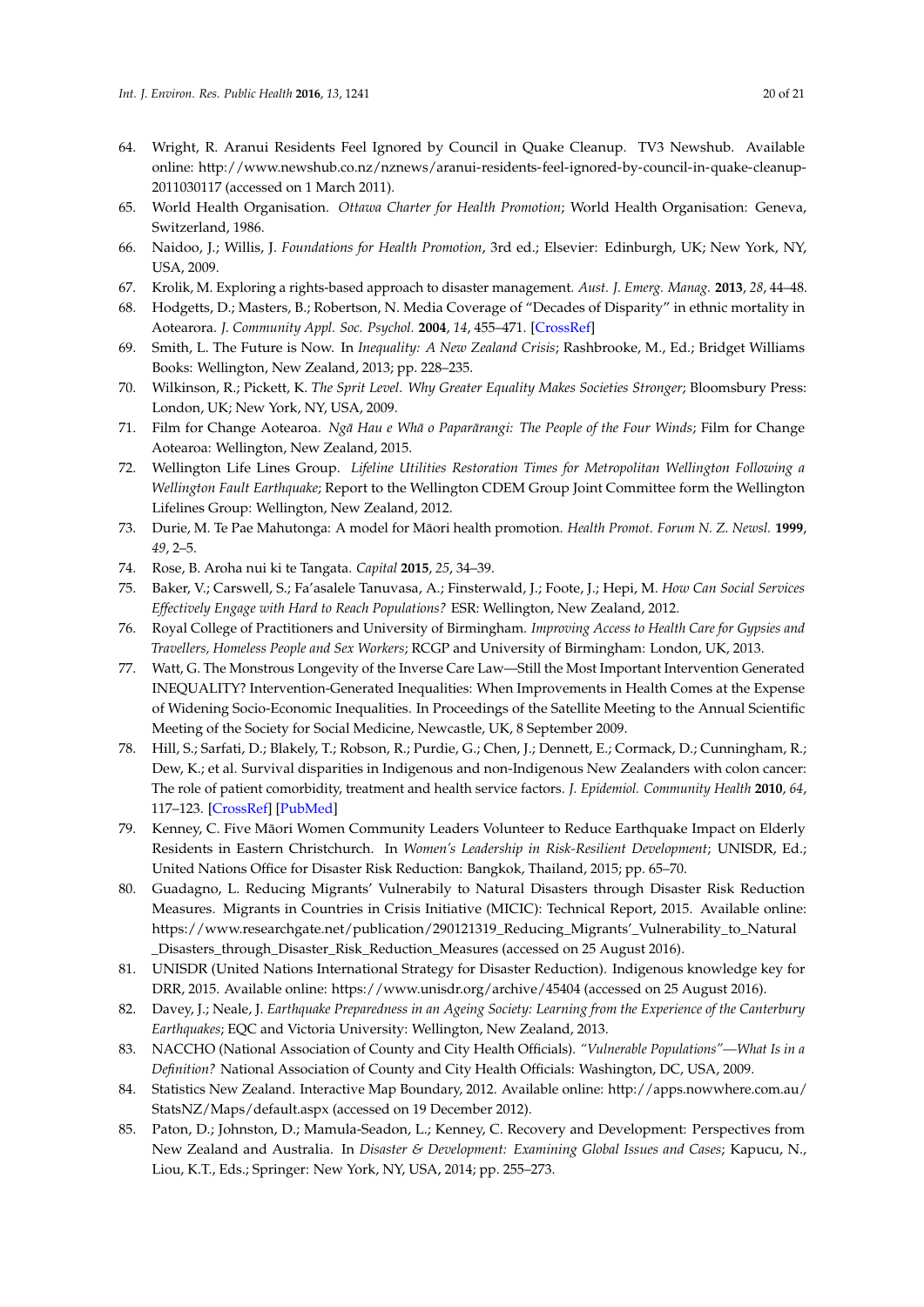64. Wright, R. Aranui Residents Feel Ignored by Council in Quake Cleanup. TV3 Newshub. Available online: http://www.newshub.co.nz/nznews/aranui-residents-feel-ignored-by-council-in-quake-cleanup-2011030117 (accessed on 1 March 2011).
65. World Health Organisation. *Ottawa Charter for Health Promotion*; World Health Organisation: Geneva, Switzerland, 1986.
66. Naidoo, J.; Willis, J. *Foundations for Health Promotion*, 3rd ed.; Elsevier: Edinburgh, UK; New York, NY, USA, 2009.
67. Krolik, M. Exploring a rights-based approach to disaster management. *Aust. J. Emerg. Manag.* **2013**, *28*, 44–48.
68. Hodgetts, D.; Masters, B.; Robertson, N. Media Coverage of "Decades of Disparity" in ethnic mortality in Aotearora. *J. Community Appl. Soc. Psychol.* **2004**, *14*, 455–471. [CrossRef]
69. Smith, L. The Future is Now. In *Inequality: A New Zealand Crisis*; Rashbrooke, M., Ed.; Bridget Williams Books: Wellington, New Zealand, 2013; pp. 228–235.
70. Wilkinson, R.; Pickett, K. *The Sprit Level. Why Greater Equality Makes Societies Stronger*; Bloomsbury Press: London, UK; New York, NY, USA, 2009.
71. Film for Change Aotearoa. *Ngā Hau e Whā o Paparārangi: The People of the Four Winds*; Film for Change Aotearoa: Wellington, New Zealand, 2015.
72. Wellington Life Lines Group. *Lifeline Utilities Restoration Times for Metropolitan Wellington Following a Wellington Fault Earthquake*; Report to the Wellington CDEM Group Joint Committee form the Wellington Lifelines Group: Wellington, New Zealand, 2012.
73. Durie, M. Te Pae Mahutonga: A model for Māori health promotion. *Health Promot. Forum N. Z. Newsl.* **1999**, *49*, 2–5.
74. Rose, B. Aroha nui ki te Tangata. *Capital* **2015**, *25*, 34–39.
75. Baker, V.; Carswell, S.; Fa'asalele Tanuvasa, A.; Finsterwald, J.; Foote, J.; Hepi, M. *How Can Social Services Effectively Engage with Hard to Reach Populations?* ESR: Wellington, New Zealand, 2012.
76. Royal College of Practitioners and University of Birmingham. *Improving Access to Health Care for Gypsies and Travellers, Homeless People and Sex Workers*; RCGP and University of Birmingham: London, UK, 2013.
77. Watt, G. The Monstrous Longevity of the Inverse Care Law—Still the Most Important Intervention Generated INEQUALITY? Intervention-Generated Inequalities: When Improvements in Health Comes at the Expense of Widening Socio-Economic Inequalities. In Proceedings of the Satellite Meeting to the Annual Scientific Meeting of the Society for Social Medicine, Newcastle, UK, 8 September 2009.
78. Hill, S.; Sarfati, D.; Blakely, T.; Robson, R.; Purdie, G.; Chen, J.; Dennett, E.; Cormack, D.; Cunningham, R.; Dew, K.; et al. Survival disparities in Indigenous and non-Indigenous New Zealanders with colon cancer: The role of patient comorbidity, treatment and health service factors. *J. Epidemiol. Community Health* **2010**, *64*, 117–123. [CrossRef] [PubMed]
79. Kenney, C. Five Māori Women Community Leaders Volunteer to Reduce Earthquake Impact on Elderly Residents in Eastern Christchurch. In *Women's Leadership in Risk-Resilient Development*; UNISDR, Ed.; United Nations Office for Disaster Risk Reduction: Bangkok, Thailand, 2015; pp. 65–70.
80. Guadagno, L. Reducing Migrants' Vulnerabily to Natural Disasters through Disaster Risk Reduction Measures. Migrants in Countries in Crisis Initiative (MICIC): Technical Report, 2015. Available online: https://www.researchgate.net/publication/290121319_Reducing_Migrants'_Vulnerability_to_Natural_Disasters_through_Disaster_Risk_Reduction_Measures (accessed on 25 August 2016).
81. UNISDR (United Nations International Strategy for Disaster Reduction). Indigenous knowledge key for DRR, 2015. Available online: https://www.unisdr.org/archive/45404 (accessed on 25 August 2016).
82. Davey, J.; Neale, J. *Earthquake Preparedness in an Ageing Society: Learning from the Experience of the Canterbury Earthquakes*; EQC and Victoria University: Wellington, New Zealand, 2013.
83. NACCHO (National Association of County and City Health Officials). *"Vulnerable Populations"—What Is in a Definition?* National Association of County and City Health Officials: Washington, DC, USA, 2009.
84. Statistics New Zealand. Interactive Map Boundary, 2012. Available online: http://apps.nowwhere.com.au/StatsNZ/Maps/default.aspx (accessed on 19 December 2012).
85. Paton, D.; Johnston, D.; Mamula-Seadon, L.; Kenney, C. Recovery and Development: Perspectives from New Zealand and Australia. In *Disaster & Development: Examining Global Issues and Cases*; Kapucu, N., Liou, K.T., Eds.; Springer: New York, NY, USA, 2014; pp. 255–273.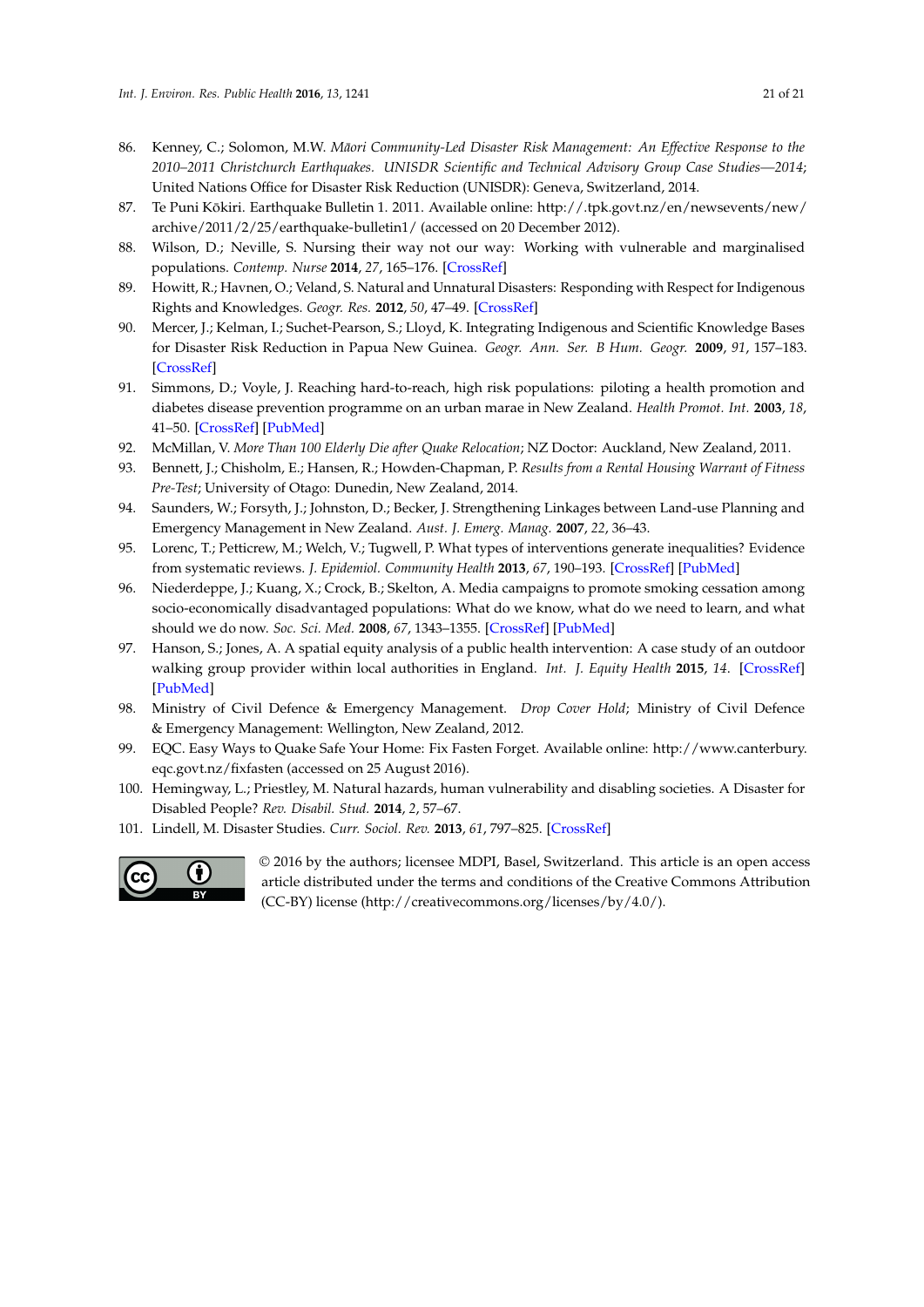86. Kenney, C.; Solomon, M.W. *Māori Community-Led Disaster Risk Management: An Effective Response to the 2010–2011 Christchurch Earthquakes. UNISDR Scientific and Technical Advisory Group Case Studies—2014*; United Nations Office for Disaster Risk Reduction (UNISDR): Geneva, Switzerland, 2014.
87. Te Puni Kōkiri. Earthquake Bulletin 1. 2011. Available online: http://.tpk.govt.nz/en/newsevents/new/archive/2011/2/25/earthquake-bulletin1/ (accessed on 20 December 2012).
88. Wilson, D.; Neville, S. Nursing their way not our way: Working with vulnerable and marginalised populations. *Contemp. Nurse* **2014**, *27*, 165–176. [CrossRef]
89. Howitt, R.; Havnen, O.; Veland, S. Natural and Unnatural Disasters: Responding with Respect for Indigenous Rights and Knowledges. *Geogr. Res.* **2012**, *50*, 47–49. [CrossRef]
90. Mercer, J.; Kelman, I.; Suchet-Pearson, S.; Lloyd, K. Integrating Indigenous and Scientific Knowledge Bases for Disaster Risk Reduction in Papua New Guinea. *Geogr. Ann. Ser. B Hum. Geogr.* **2009**, *91*, 157–183. [CrossRef]
91. Simmons, D.; Voyle, J. Reaching hard-to-reach, high risk populations: piloting a health promotion and diabetes disease prevention programme on an urban marae in New Zealand. *Health Promot. Int.* **2003**, *18*, 41–50. [CrossRef] [PubMed]
92. McMillan, V. *More Than 100 Elderly Die after Quake Relocation*; NZ Doctor: Auckland, New Zealand, 2011.
93. Bennett, J.; Chisholm, E.; Hansen, R.; Howden-Chapman, P. *Results from a Rental Housing Warrant of Fitness Pre-Test*; University of Otago: Dunedin, New Zealand, 2014.
94. Saunders, W.; Forsyth, J.; Johnston, D.; Becker, J. Strengthening Linkages between Land-use Planning and Emergency Management in New Zealand. *Aust. J. Emerg. Manag.* **2007**, *22*, 36–43.
95. Lorenc, T.; Petticrew, M.; Welch, V.; Tugwell, P. What types of interventions generate inequalities? Evidence from systematic reviews. *J. Epidemiol. Community Health* **2013**, *67*, 190–193. [CrossRef] [PubMed]
96. Niederdeppe, J.; Kuang, X.; Crock, B.; Skelton, A. Media campaigns to promote smoking cessation among socio-economically disadvantaged populations: What do we know, what do we need to learn, and what should we do now. *Soc. Sci. Med.* **2008**, *67*, 1343–1355. [CrossRef] [PubMed]
97. Hanson, S.; Jones, A. A spatial equity analysis of a public health intervention: A case study of an outdoor walking group provider within local authorities in England. *Int. J. Equity Health* **2015**, *14*. [CrossRef] [PubMed]
98. Ministry of Civil Defence & Emergency Management. *Drop Cover Hold*; Ministry of Civil Defence & Emergency Management: Wellington, New Zealand, 2012.
99. EQC. Easy Ways to Quake Safe Your Home: Fix Fasten Forget. Available online: http://www.canterbury.eqc.govt.nz/fixfasten (accessed on 25 August 2016).
100. Hemingway, L.; Priestley, M. Natural hazards, human vulnerability and disabling societies. A Disaster for Disabled People? *Rev. Disabil. Stud.* **2014**, *2*, 57–67.
101. Lindell, M. Disaster Studies. *Curr. Sociol. Rev.* **2013**, *61*, 797–825. [CrossRef]

© 2016 by the authors; licensee MDPI, Basel, Switzerland. This article is an open access article distributed under the terms and conditions of the Creative Commons Attribution (CC-BY) license (http://creativecommons.org/licenses/by/4.0/).